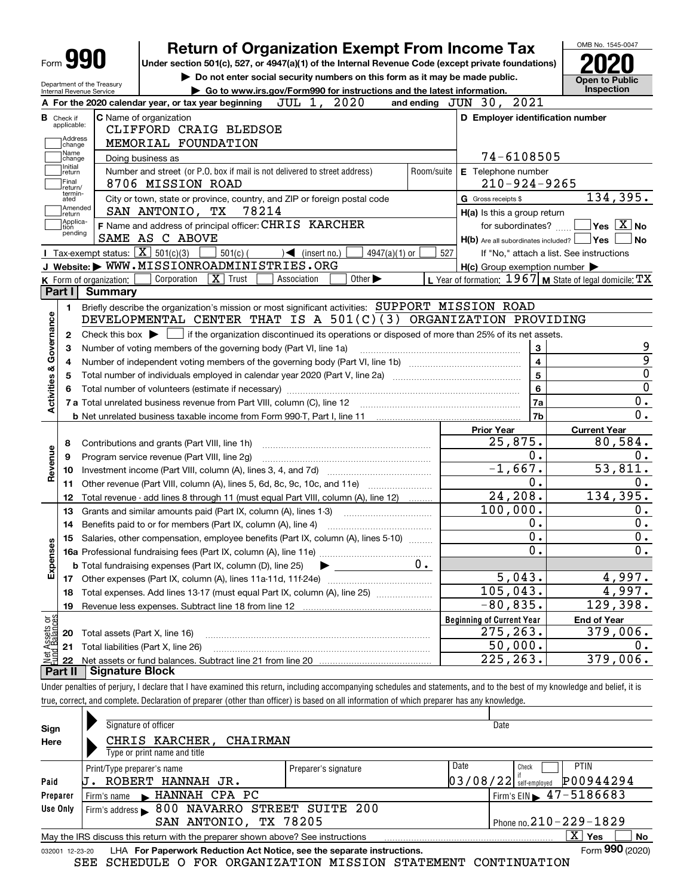# Form 990 — Return of Organization Exempt From Income Tax

OMB No. 1545-0047

**2020**

**Open to Public Inspection**

Under section 501(c), 527, or 4947(a)(1) of the Internal Revenue Code (except private foundations)

▶ Do not enter social security numbers on this form as it may be made public.

▶ Go to www.irs.gov/Form990 for instructions and the latest information.

Department of the Treasury
Internal Revenue Service

**A** For the 2020 calendar year, or tax year beginning JUL 1, 2020 and ending JUN 30, 2021

**B** Check if applicable: Address change, Name change, Initial return, Final return/terminated, Amended return, Application pending

**C** Name of organization: CLIFFORD CRAIG BLEDSOE MEMORIAL FOUNDATION

Doing business as

Number and street (or P.O. box if mail is not delivered to street address): 8706 MISSION ROAD — Room/suite

City or town, state or province, country, and ZIP or foreign postal code: SAN ANTONIO, TX 78214

**D** Employer identification number: 74-6108505

**E** Telephone number: 210-924-9265

**G** Gross receipts $ 134,395.

**F** Name and address of principal officer: CHRIS KARCHER SAME AS C ABOVE

**H(a)** Is this a group return for subordinates? Yes [ ] No [X]

**H(b)** Are all subordinates included? Yes [ ] No [ ]
If "No," attach a list. See instructions

**H(c)** Group exemption number ▶

**I** Tax-exempt status: [X] 501(c)(3) [ ] 501(c) ( ) ◀ (insert no.) [ ] 4947(a)(1) or [ ] 527

**J** Website: ▶ WWW.MISSIONROADMINISTRIES.ORG

**K** Form of organization: [ ] Corporation [X] Trust [ ] Association [ ] Other ▶

**L** Year of formation: 1967 **M** State of legal domicile: TX

## Part I Summary

**Activities & Governance**

1. Briefly describe the organization's mission or most significant activities: SUPPORT MISSION ROAD DEVELOPMENTAL CENTER THAT IS A 501(C)(3) ORGANIZATION PROVIDING
2. Check this box ▶ [ ] if the organization discontinued its operations or disposed of more than 25% of its net assets.

| Line | Description | | Value |
|---|---|---|---|
| 3 | Number of voting members of the governing body (Part VI, line 1a) | 3 | 9 |
| 4 | Number of independent voting members of the governing body (Part VI, line 1b) | 4 | 9 |
| 5 | Total number of individuals employed in calendar year 2020 (Part V, line 2a) | 5 | 0 |
| 6 | Total number of volunteers (estimate if necessary) | 6 | 0 |
| 7a | Total unrelated business revenue from Part VIII, column (C), line 12 | 7a | 0. |
| b | Net unrelated business taxable income from Form 990-T, Part I, line 11 | 7b | 0. |

| Line | Description | Prior Year | Current Year |
|---|---|---|---|
| **Revenue** | | | |
| 8 | Contributions and grants (Part VIII, line 1h) | 25,875. | 80,584. |
| 9 | Program service revenue (Part VIII, line 2g) | 0. | 0. |
| 10 | Investment income (Part VIII, column (A), lines 3, 4, and 7d) | -1,667. | 53,811. |
| 11 | Other revenue (Part VIII, column (A), lines 5, 6d, 8c, 9c, 10c, and 11e) | 0. | 0. |
| 12 | Total revenue - add lines 8 through 11 (must equal Part VIII, column (A), line 12) | 24,208. | 134,395. |
| **Expenses** | | | |
| 13 | Grants and similar amounts paid (Part IX, column (A), lines 1-3) | 100,000. | 0. |
| 14 | Benefits paid to or for members (Part IX, column (A), line 4) | 0. | 0. |
| 15 | Salaries, other compensation, employee benefits (Part IX, column (A), lines 5-10) | 0. | 0. |
| 16a | Professional fundraising fees (Part IX, column (A), line 11e) | 0. | 0. |
| b | Total fundraising expenses (Part IX, column (D), line 25) ▶ 0. | | |
| 17 | Other expenses (Part IX, column (A), lines 11a-11d, 11f-24e) | 5,043. | 4,997. |
| 18 | Total expenses. Add lines 13-17 (must equal Part IX, column (A), line 25) | 105,043. | 4,997. |
| 19 | Revenue less expenses. Subtract line 18 from line 12 | -80,835. | 129,398. |

| Line | Net Assets or Fund Balances | Beginning of Current Year | End of Year |
|---|---|---|---|
| 20 | Total assets (Part X, line 16) | 275,263. | 379,006. |
| 21 | Total liabilities (Part X, line 26) | 50,000. | 0. |
| 22 | Net assets or fund balances. Subtract line 21 from line 20 | 225,263. | 379,006. |

## Part II Signature Block

Under penalties of perjury, I declare that I have examined this return, including accompanying schedules and statements, and to the best of my knowledge and belief, it is true, correct, and complete. Declaration of preparer (other than officer) is based on all information of which preparer has any knowledge.

**Sign Here**

Signature of officer — Date

CHRIS KARCHER, CHAIRMAN
Type or print name and title

**Paid Preparer Use Only**

| Print/Type preparer's name | Preparer's signature | Date | Check if self-employed | PTIN |
|---|---|---|---|---|
| J. ROBERT HANNAH JR. | | 03/08/22 | [ ] | P00944294 |

Firm's name ▶ HANNAH CPA PC — Firm's EIN ▶ 47-5186683

Firm's address ▶ 800 NAVARRO STREET SUITE 200 SAN ANTONIO, TX 78205 — Phone no. 210-229-1829

May the IRS discuss this return with the preparer shown above? See instructions [X] Yes [ ] No

032001 12-23-20 LHA For Paperwork Reduction Act Notice, see the separate instructions. Form **990** (2020)

SEE SCHEDULE O FOR ORGANIZATION MISSION STATEMENT CONTINUATION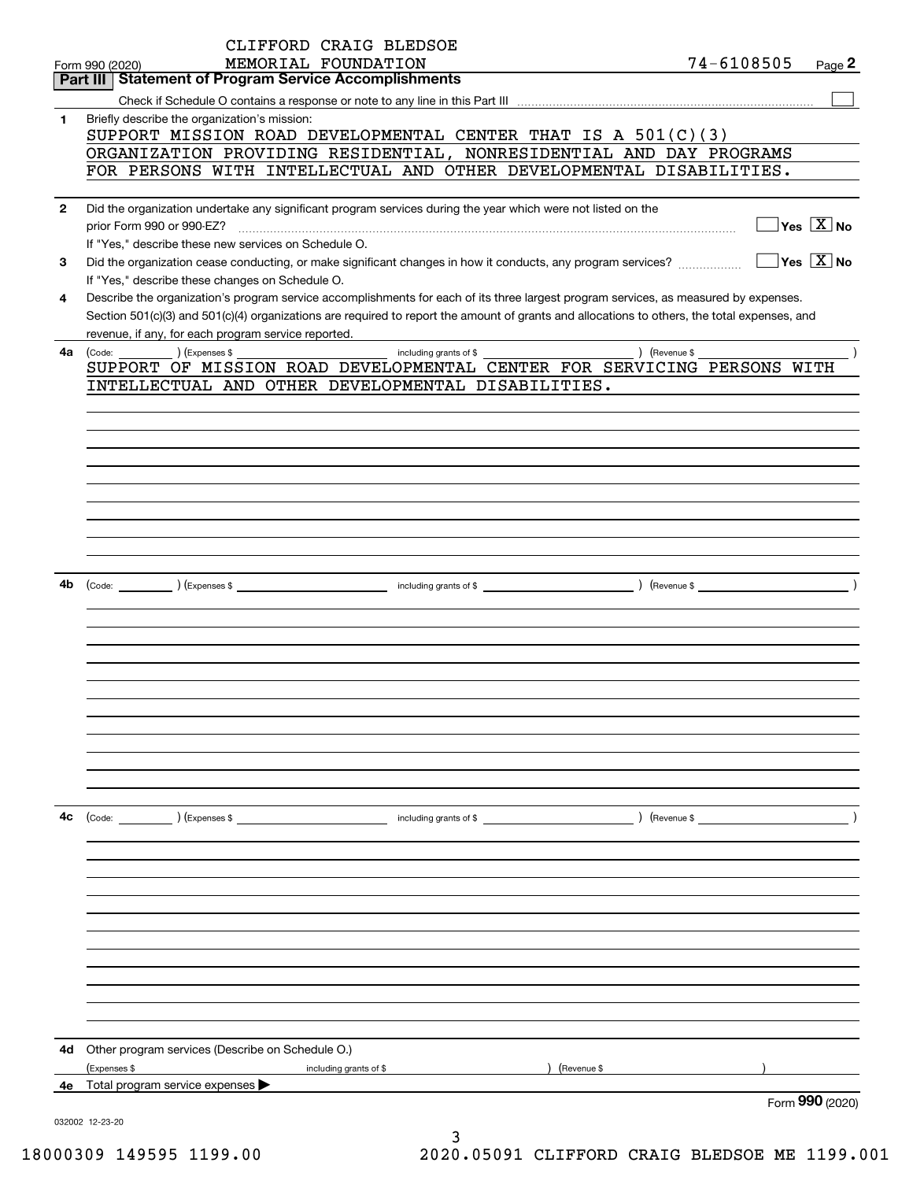CLIFFORD CRAIG BLEDSOE MEMORIAL FOUNDATION

Form 990 (2020) 74-6108505 Page **2**

## Part III Statement of Program Service Accomplishments

Check if Schedule O contains a response or note to any line in this Part III ☐

**1** Briefly describe the organization's mission:

SUPPORT MISSION ROAD DEVELOPMENTAL CENTER THAT IS A 501(C)(3) ORGANIZATION PROVIDING RESIDENTIAL, NONRESIDENTIAL AND DAY PROGRAMS FOR PERSONS WITH INTELLECTUAL AND OTHER DEVELOPMENTAL DISABILITIES.

**2** Did the organization undertake any significant program services during the year which were not listed on the prior Form 990 or 990-EZ? ☐ Yes ☒ No

If "Yes," describe these new services on Schedule O.

**3** Did the organization cease conducting, or make significant changes in how it conducts, any program services? ☐ Yes ☒ No

If "Yes," describe these changes on Schedule O.

**4** Describe the organization's program service accomplishments for each of its three largest program services, as measured by expenses. Section 501(c)(3) and 501(c)(4) organizations are required to report the amount of grants and allocations to others, the total expenses, and revenue, if any, for each program service reported.

**4a** (Code: ) (Expenses $ including grants of $ ) (Revenue $ )

SUPPORT OF MISSION ROAD DEVELOPMENTAL CENTER FOR SERVICING PERSONS WITH INTELLECTUAL AND OTHER DEVELOPMENTAL DISABILITIES.

**4b** (Code: ) (Expenses $ including grants of $ ) (Revenue $ )

**4c** (Code: ) (Expenses $ including grants of $ ) (Revenue $ )

**4d** Other program services (Describe on Schedule O.)

(Expenses $ including grants of $ ) (Revenue $ )

**4e** Total program service expenses ▶

Form **990** (2020)

032002 12-23-20

18000309 149595 1199.00 2020.05091 CLIFFORD CRAIG BLEDSOE ME 1199.001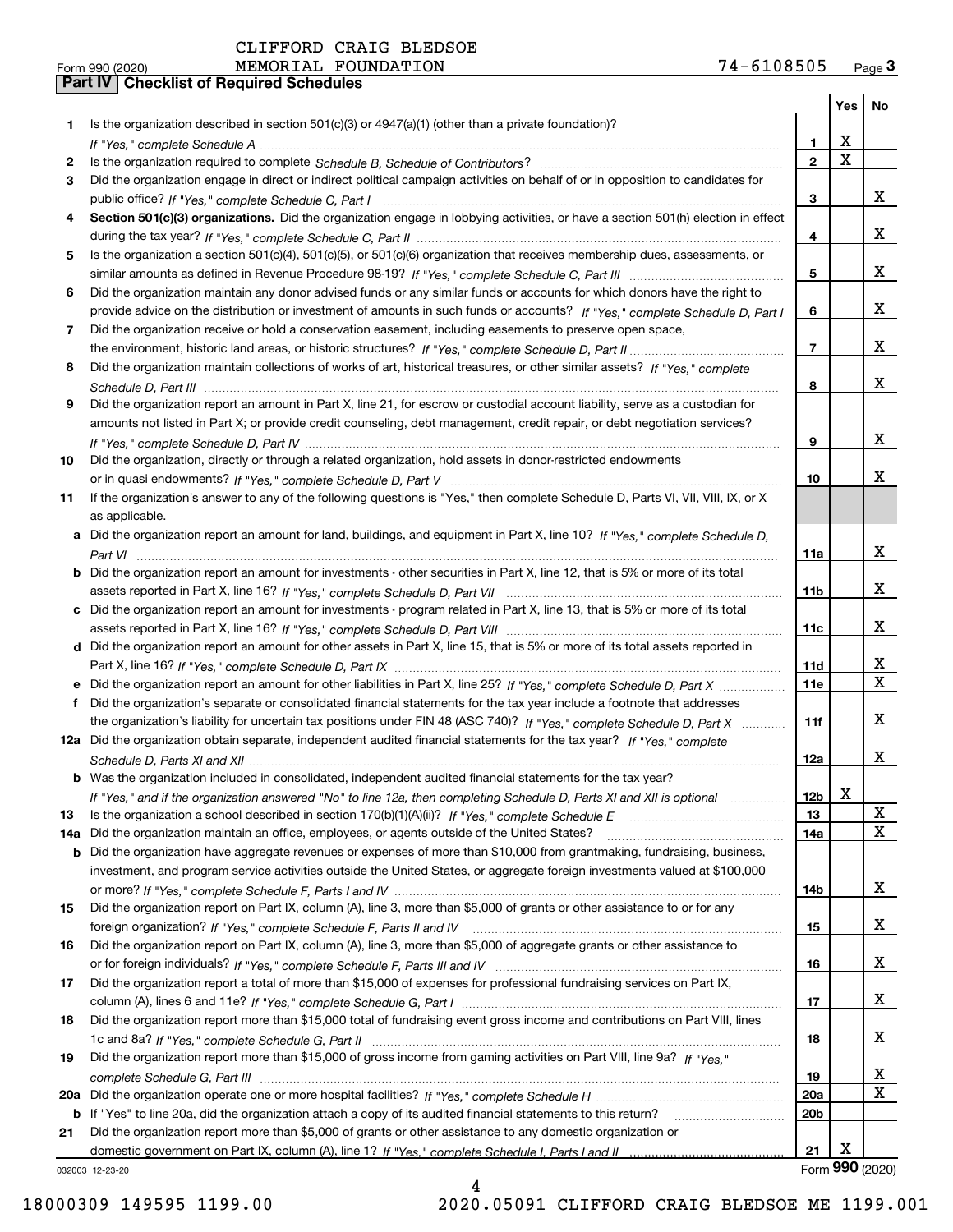CLIFFORD CRAIG BLEDSOE MEMORIAL FOUNDATION 74-6108505

Form 990 (2020)

## Part IV Checklist of Required Schedules

| | | | Yes | No |
|---|---|---|---|---|
| 1 | Is the organization described in section 501(c)(3) or 4947(a)(1) (other than a private foundation)? *If "Yes," complete Schedule A* | 1 | X | |
| 2 | Is the organization required to complete *Schedule B, Schedule of Contributors*? | 2 | X | |
| 3 | Did the organization engage in direct or indirect political campaign activities on behalf of or in opposition to candidates for public office? *If "Yes," complete Schedule C, Part I* | 3 | | X |
| 4 | **Section 501(c)(3) organizations.** Did the organization engage in lobbying activities, or have a section 501(h) election in effect during the tax year? *If "Yes," complete Schedule C, Part II* | 4 | | X |
| 5 | Is the organization a section 501(c)(4), 501(c)(5), or 501(c)(6) organization that receives membership dues, assessments, or similar amounts as defined in Revenue Procedure 98-19? *If "Yes," complete Schedule C, Part III* | 5 | | X |
| 6 | Did the organization maintain any donor advised funds or any similar funds or accounts for which donors have the right to provide advice on the distribution or investment of amounts in such funds or accounts? *If "Yes," complete Schedule D, Part I* | 6 | | X |
| 7 | Did the organization receive or hold a conservation easement, including easements to preserve open space, the environment, historic land areas, or historic structures? *If "Yes," complete Schedule D, Part II* | 7 | | X |
| 8 | Did the organization maintain collections of works of art, historical treasures, or other similar assets? *If "Yes," complete Schedule D, Part III* | 8 | | X |
| 9 | Did the organization report an amount in Part X, line 21, for escrow or custodial account liability, serve as a custodian for amounts not listed in Part X; or provide credit counseling, debt management, credit repair, or debt negotiation services? *If "Yes," complete Schedule D, Part IV* | 9 | | X |
| 10 | Did the organization, directly or through a related organization, hold assets in donor-restricted endowments or in quasi endowments? *If "Yes," complete Schedule D, Part V* | 10 | | X |
| 11 | If the organization's answer to any of the following questions is "Yes," then complete Schedule D, Parts VI, VII, VIII, IX, or X as applicable. | | | |
| a | Did the organization report an amount for land, buildings, and equipment in Part X, line 10? *If "Yes," complete Schedule D, Part VI* | 11a | | X |
| b | Did the organization report an amount for investments - other securities in Part X, line 12, that is 5% or more of its total assets reported in Part X, line 16? *If "Yes," complete Schedule D, Part VII* | 11b | | X |
| c | Did the organization report an amount for investments - program related in Part X, line 13, that is 5% or more of its total assets reported in Part X, line 16? *If "Yes," complete Schedule D, Part VIII* | 11c | | X |
| d | Did the organization report an amount for other assets in Part X, line 15, that is 5% or more of its total assets reported in Part X, line 16? *If "Yes," complete Schedule D, Part IX* | 11d | | X |
| e | Did the organization report an amount for other liabilities in Part X, line 25? *If "Yes," complete Schedule D, Part X* | 11e | | X |
| f | Did the organization's separate or consolidated financial statements for the tax year include a footnote that addresses the organization's liability for uncertain tax positions under FIN 48 (ASC 740)? *If "Yes," complete Schedule D, Part X* | 11f | | X |
| 12a | Did the organization obtain separate, independent audited financial statements for the tax year? *If "Yes," complete Schedule D, Parts XI and XII* | 12a | | X |
| b | Was the organization included in consolidated, independent audited financial statements for the tax year? *If "Yes," and if the organization answered "No" to line 12a, then completing Schedule D, Parts XI and XII is optional* | 12b | X | |
| 13 | Is the organization a school described in section 170(b)(1)(A)(ii)? *If "Yes," complete Schedule E* | 13 | | X |
| 14a | Did the organization maintain an office, employees, or agents outside of the United States? | 14a | | X |
| b | Did the organization have aggregate revenues or expenses of more than $10,000 from grantmaking, fundraising, business, investment, and program service activities outside the United States, or aggregate foreign investments valued at $100,000 or more? *If "Yes," complete Schedule F, Parts I and IV* | 14b | | X |
| 15 | Did the organization report on Part IX, column (A), line 3, more than $5,000 of grants or other assistance to or for any foreign organization? *If "Yes," complete Schedule F, Parts II and IV* | 15 | | X |
| 16 | Did the organization report on Part IX, column (A), line 3, more than $5,000 of aggregate grants or other assistance to or for foreign individuals? *If "Yes," complete Schedule F, Parts III and IV* | 16 | | X |
| 17 | Did the organization report a total of more than $15,000 of expenses for professional fundraising services on Part IX, column (A), lines 6 and 11e? *If "Yes," complete Schedule G, Part I* | 17 | | X |
| 18 | Did the organization report more than $15,000 total of fundraising event gross income and contributions on Part VIII, lines 1c and 8a? *If "Yes," complete Schedule G, Part II* | 18 | | X |
| 19 | Did the organization report more than $15,000 of gross income from gaming activities on Part VIII, line 9a? *If "Yes," complete Schedule G, Part III* | 19 | | X |
| 20a | Did the organization operate one or more hospital facilities? *If "Yes," complete Schedule H* | 20a | | X |
| b | If "Yes" to line 20a, did the organization attach a copy of its audited financial statements to this return? | 20b | | |
| 21 | Did the organization report more than $5,000 of grants or other assistance to any domestic organization or domestic government on Part IX, column (A), line 1? *If "Yes," complete Schedule I, Parts I and II* | 21 | X | |

032003 12-23-20

Form **990** (2020)

18000309 149595 1199.00 2020.05091 CLIFFORD CRAIG BLEDSOE ME 1199.001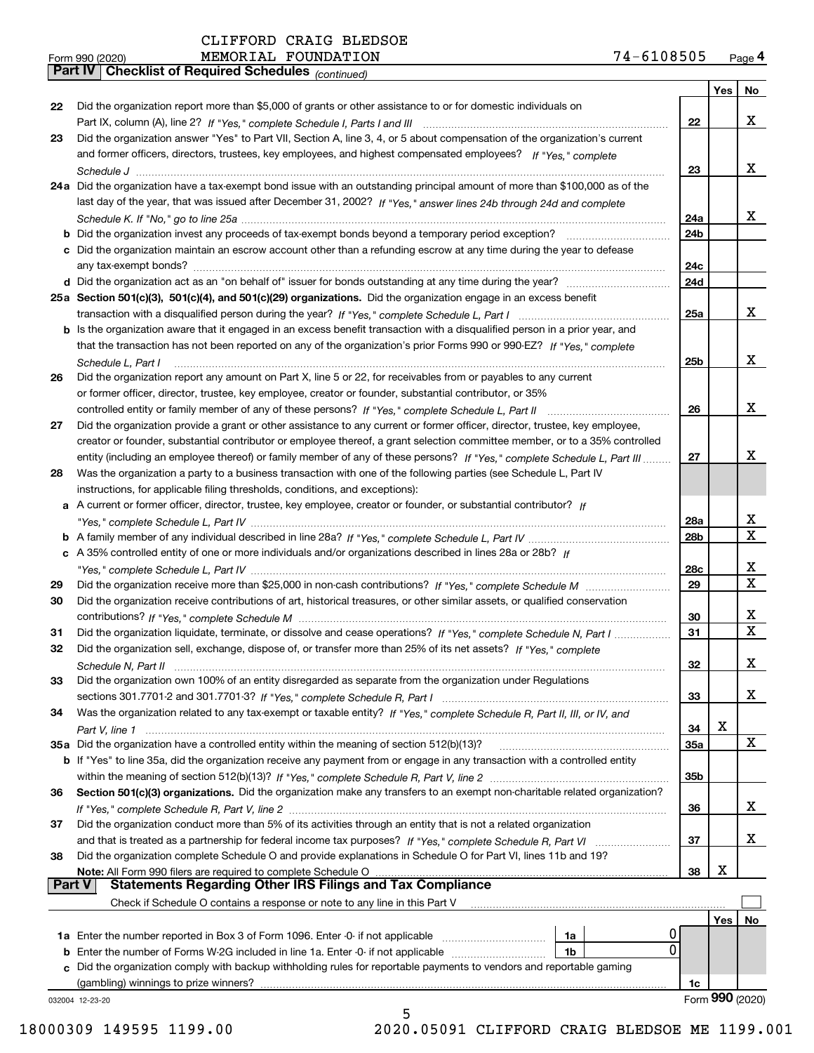CLIFFORD CRAIG BLEDSOE
MEMORIAL FOUNDATION 74-6108505

Form 990 (2020)

## Part IV Checklist of Required Schedules *(continued)*

| | | | Yes | No |
|---|---|---|---|---|
| 22 | Did the organization report more than $5,000 of grants or other assistance to or for domestic individuals on Part IX, column (A), line 2? *If "Yes," complete Schedule I, Parts I and III* | 22 | | X |
| 23 | Did the organization answer "Yes" to Part VII, Section A, line 3, 4, or 5 about compensation of the organization's current and former officers, directors, trustees, key employees, and highest compensated employees? *If "Yes," complete Schedule J* | 23 | | X |
| 24a | Did the organization have a tax-exempt bond issue with an outstanding principal amount of more than $100,000 as of the last day of the year, that was issued after December 31, 2002? *If "Yes," answer lines 24b through 24d and complete Schedule K. If "No," go to line 25a* | 24a | | X |
| b | Did the organization invest any proceeds of tax-exempt bonds beyond a temporary period exception? | 24b | | |
| c | Did the organization maintain an escrow account other than a refunding escrow at any time during the year to defease any tax-exempt bonds? | 24c | | |
| d | Did the organization act as an "on behalf of" issuer for bonds outstanding at any time during the year? | 24d | | |
| 25a | **Section 501(c)(3), 501(c)(4), and 501(c)(29) organizations.** Did the organization engage in an excess benefit transaction with a disqualified person during the year? *If "Yes," complete Schedule L, Part I* | 25a | | X |
| b | Is the organization aware that it engaged in an excess benefit transaction with a disqualified person in a prior year, and that the transaction has not been reported on any of the organization's prior Forms 990 or 990-EZ? *If "Yes," complete Schedule L, Part I* | 25b | | X |
| 26 | Did the organization report any amount on Part X, line 5 or 22, for receivables from or payables to any current or former officer, director, trustee, key employee, creator or founder, substantial contributor, or 35% controlled entity or family member of any of these persons? *If "Yes," complete Schedule L, Part II* | 26 | | X |
| 27 | Did the organization provide a grant or other assistance to any current or former officer, director, trustee, key employee, creator or founder, substantial contributor or employee thereof, a grant selection committee member, or to a 35% controlled entity (including an employee thereof) or family member of any of these persons? *If "Yes," complete Schedule L, Part III* | 27 | | X |
| 28 | Was the organization a party to a business transaction with one of the following parties (see Schedule L, Part IV instructions, for applicable filing thresholds, conditions, and exceptions): | | | |
| a | A current or former officer, director, trustee, key employee, creator or founder, or substantial contributor? *If "Yes," complete Schedule L, Part IV* | 28a | | X |
| b | A family member of any individual described in line 28a? *If "Yes," complete Schedule L, Part IV* | 28b | | X |
| c | A 35% controlled entity of one or more individuals and/or organizations described in lines 28a or 28b? *If "Yes," complete Schedule L, Part IV* | 28c | | X |
| 29 | Did the organization receive more than $25,000 in non-cash contributions? *If "Yes," complete Schedule M* | 29 | | X |
| 30 | Did the organization receive contributions of art, historical treasures, or other similar assets, or qualified conservation contributions? *If "Yes," complete Schedule M* | 30 | | X |
| 31 | Did the organization liquidate, terminate, or dissolve and cease operations? *If "Yes," complete Schedule N, Part I* | 31 | | X |
| 32 | Did the organization sell, exchange, dispose of, or transfer more than 25% of its net assets? *If "Yes," complete Schedule N, Part II* | 32 | | X |
| 33 | Did the organization own 100% of an entity disregarded as separate from the organization under Regulations sections 301.7701-2 and 301.7701-3? *If "Yes," complete Schedule R, Part I* | 33 | | X |
| 34 | Was the organization related to any tax-exempt or taxable entity? *If "Yes," complete Schedule R, Part II, III, or IV, and Part V, line 1* | 34 | X | |
| 35a | Did the organization have a controlled entity within the meaning of section 512(b)(13)? | 35a | | X |
| b | If "Yes" to line 35a, did the organization receive any payment from or engage in any transaction with a controlled entity within the meaning of section 512(b)(13)? *If "Yes," complete Schedule R, Part V, line 2* | 35b | | |
| 36 | **Section 501(c)(3) organizations.** Did the organization make any transfers to an exempt non-charitable related organization? *If "Yes," complete Schedule R, Part V, line 2* | 36 | | X |
| 37 | Did the organization conduct more than 5% of its activities through an entity that is not a related organization and that is treated as a partnership for federal income tax purposes? *If "Yes," complete Schedule R, Part VI* | 37 | | X |
| 38 | Did the organization complete Schedule O and provide explanations in Schedule O for Part VI, lines 11b and 19? **Note:** All Form 990 filers are required to complete Schedule O | 38 | X | |

## Part V Statements Regarding Other IRS Filings and Tax Compliance

Check if Schedule O contains a response or note to any line in this Part V ☐

| | | | | | Yes | No |
|---|---|---|---|---|---|---|
| 1a | Enter the number reported in Box 3 of Form 1096. Enter -0- if not applicable | 1a | 0 | | | |
| b | Enter the number of Forms W-2G included in line 1a. Enter -0- if not applicable | 1b | 0 | | | |
| c | Did the organization comply with backup withholding rules for reportable payments to vendors and reportable gaming (gambling) winnings to prize winners? | | | 1c | | |

032004 12-23-20 Form **990** (2020)

18000309 149595 1199.00 2020.05091 CLIFFORD CRAIG BLEDSOE ME 1199.001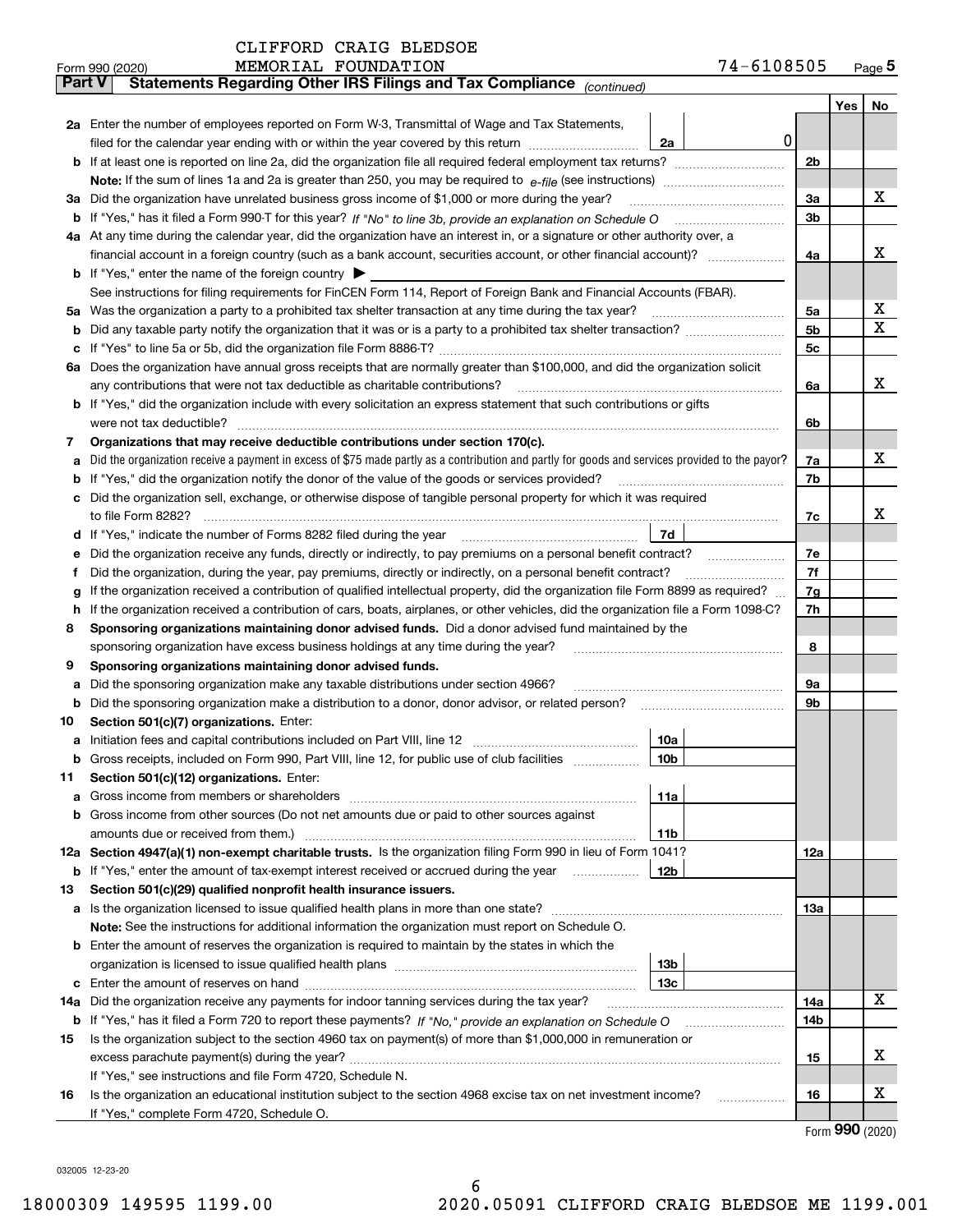CLIFFORD CRAIG BLEDSOE MEMORIAL FOUNDATION 74-6108505

Form 990 (2020)

**Part V — Statements Regarding Other IRS Filings and Tax Compliance** *(continued)*

| Line | Question | Ref | Amount | Line | Yes | No |
|---|---|---|---|---|---|---|
| 2a | Enter the number of employees reported on Form W-3, Transmittal of Wage and Tax Statements, filed for the calendar year ending with or within the year covered by this return | 2a | 0 | | | |
| b | If at least one is reported on line 2a, did the organization file all required federal employment tax returns? | | | 2b | | |
| | **Note:** If the sum of lines 1a and 2a is greater than 250, you may be required to *e-file* (see instructions) | | | | | |
| 3a | Did the organization have unrelated business gross income of $1,000 or more during the year? | | | 3a | | X |
| b | If "Yes," has it filed a Form 990-T for this year? *If "No" to line 3b, provide an explanation on Schedule O* | | | 3b | | |
| 4a | At any time during the calendar year, did the organization have an interest in, or a signature or other authority over, a financial account in a foreign country (such as a bank account, securities account, or other financial account)? | | | 4a | | X |
| b | If "Yes," enter the name of the foreign country ▶ | | | | | |
| | See instructions for filing requirements for FinCEN Form 114, Report of Foreign Bank and Financial Accounts (FBAR). | | | | | |
| 5a | Was the organization a party to a prohibited tax shelter transaction at any time during the tax year? | | | 5a | | X |
| b | Did any taxable party notify the organization that it was or is a party to a prohibited tax shelter transaction? | | | 5b | | X |
| c | If "Yes" to line 5a or 5b, did the organization file Form 8886-T? | | | 5c | | |
| 6a | Does the organization have annual gross receipts that are normally greater than $100,000, and did the organization solicit any contributions that were not tax deductible as charitable contributions? | | | 6a | | X |
| b | If "Yes," did the organization include with every solicitation an express statement that such contributions or gifts were not tax deductible? | | | 6b | | |
| 7 | **Organizations that may receive deductible contributions under section 170(c).** | | | | | |
| a | Did the organization receive a payment in excess of $75 made partly as a contribution and partly for goods and services provided to the payor? | | | 7a | | X |
| b | If "Yes," did the organization notify the donor of the value of the goods or services provided? | | | 7b | | |
| c | Did the organization sell, exchange, or otherwise dispose of tangible personal property for which it was required to file Form 8282? | | | 7c | | X |
| d | If "Yes," indicate the number of Forms 8282 filed during the year | 7d | | | | |
| e | Did the organization receive any funds, directly or indirectly, to pay premiums on a personal benefit contract? | | | 7e | | |
| f | Did the organization, during the year, pay premiums, directly or indirectly, on a personal benefit contract? | | | 7f | | |
| g | If the organization received a contribution of qualified intellectual property, did the organization file Form 8899 as required? | | | 7g | | |
| h | If the organization received a contribution of cars, boats, airplanes, or other vehicles, did the organization file a Form 1098-C? | | | 7h | | |
| 8 | **Sponsoring organizations maintaining donor advised funds.** Did a donor advised fund maintained by the sponsoring organization have excess business holdings at any time during the year? | | | 8 | | |
| 9 | **Sponsoring organizations maintaining donor advised funds.** | | | | | |
| a | Did the sponsoring organization make any taxable distributions under section 4966? | | | 9a | | |
| b | Did the sponsoring organization make a distribution to a donor, donor advisor, or related person? | | | 9b | | |
| 10 | **Section 501(c)(7) organizations.** Enter: | | | | | |
| a | Initiation fees and capital contributions included on Part VIII, line 12 | 10a | | | | |
| b | Gross receipts, included on Form 990, Part VIII, line 12, for public use of club facilities | 10b | | | | |
| 11 | **Section 501(c)(12) organizations.** Enter: | | | | | |
| a | Gross income from members or shareholders | 11a | | | | |
| b | Gross income from other sources (Do not net amounts due or paid to other sources against amounts due or received from them.) | 11b | | | | |
| 12a | **Section 4947(a)(1) non-exempt charitable trusts.** Is the organization filing Form 990 in lieu of Form 1041? | | | 12a | | |
| b | If "Yes," enter the amount of tax-exempt interest received or accrued during the year | 12b | | | | |
| 13 | **Section 501(c)(29) qualified nonprofit health insurance issuers.** | | | | | |
| a | Is the organization licensed to issue qualified health plans in more than one state? | | | 13a | | |
| | **Note:** See the instructions for additional information the organization must report on Schedule O. | | | | | |
| b | Enter the amount of reserves the organization is required to maintain by the states in which the organization is licensed to issue qualified health plans | 13b | | | | |
| c | Enter the amount of reserves on hand | 13c | | | | |
| 14a | Did the organization receive any payments for indoor tanning services during the tax year? | | | 14a | | X |
| b | If "Yes," has it filed a Form 720 to report these payments? *If "No," provide an explanation on Schedule O* | | | 14b | | |
| 15 | Is the organization subject to the section 4960 tax on payment(s) of more than $1,000,000 in remuneration or excess parachute payment(s) during the year? | | | 15 | | X |
| | If "Yes," see instructions and file Form 4720, Schedule N. | | | | | |
| 16 | Is the organization an educational institution subject to the section 4968 excise tax on net investment income? | | | 16 | | X |
| | If "Yes," complete Form 4720, Schedule O. | | | | | |

Form **990** (2020)

032005 12-23-20

18000309 149595 1199.00 2020.05091 CLIFFORD CRAIG BLEDSOE ME 1199.001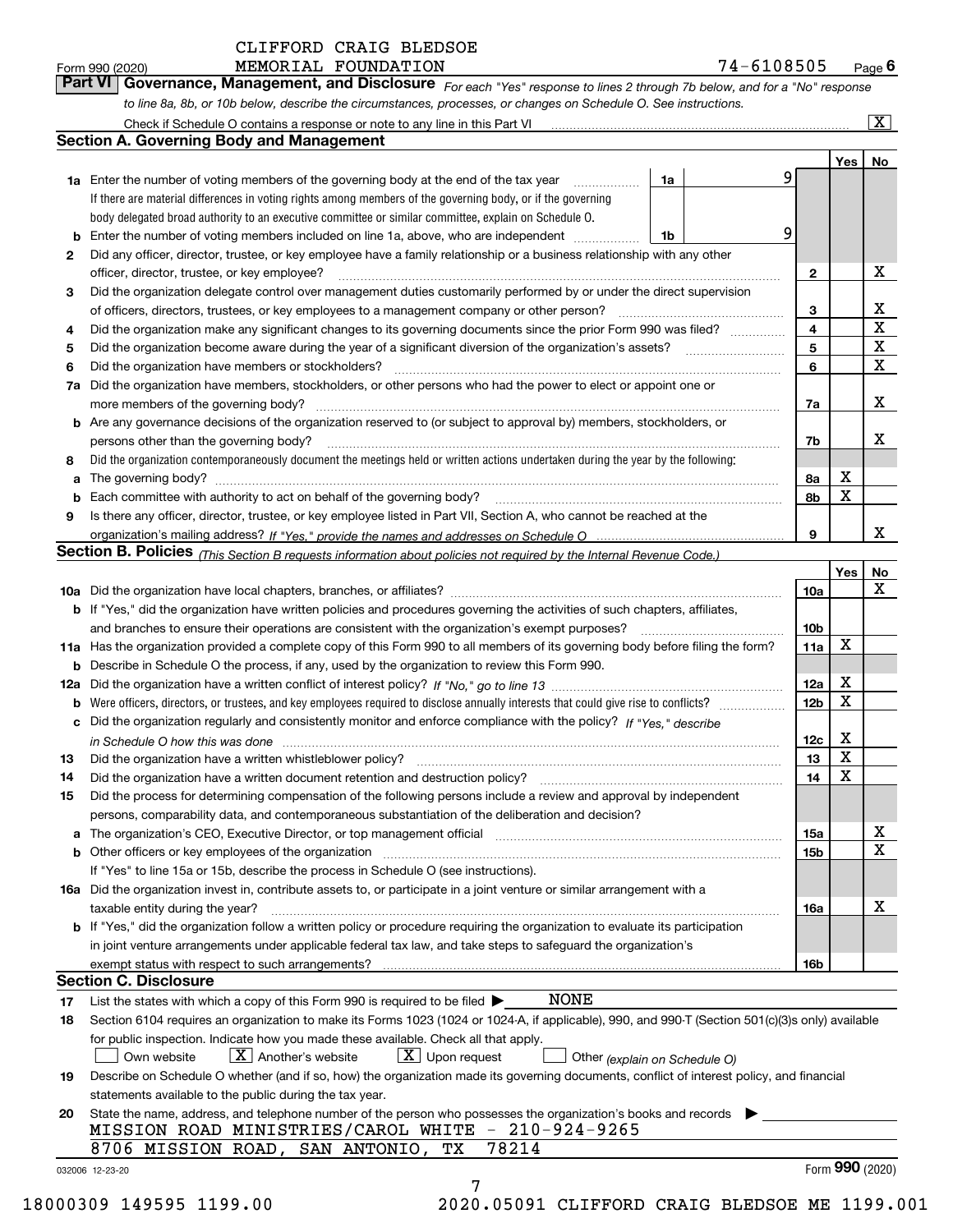CLIFFORD CRAIG BLEDSOE

Form 990 (2020) MEMORIAL FOUNDATION 74-6108505 Page **6**

## Part VI Governance, Management, and Disclosure

*For each "Yes" response to lines 2 through 7b below, and for a "No" response to line 8a, 8b, or 10b below, describe the circumstances, processes, or changes on Schedule O. See instructions.*

Check if Schedule O contains a response or note to any line in this Part VI [X]

### Section A. Governing Body and Management

| | | | | Yes | No |
|---|---|---|---|---|---|
| **1a** | Enter the number of voting members of the governing body at the end of the tax year. If there are material differences in voting rights among members of the governing body, or if the governing body delegated broad authority to an executive committee or similar committee, explain on Schedule O. | 1a: 9 | | | |
| **b** | Enter the number of voting members included on line 1a, above, who are independent | 1b: 9 | | | |
| **2** | Did any officer, director, trustee, or key employee have a family relationship or a business relationship with any other officer, director, trustee, or key employee? | | 2 | | X |
| **3** | Did the organization delegate control over management duties customarily performed by or under the direct supervision of officers, directors, trustees, or key employees to a management company or other person? | | 3 | | X |
| **4** | Did the organization make any significant changes to its governing documents since the prior Form 990 was filed? | | 4 | | X |
| **5** | Did the organization become aware during the year of a significant diversion of the organization's assets? | | 5 | | X |
| **6** | Did the organization have members or stockholders? | | 6 | | X |
| **7a** | Did the organization have members, stockholders, or other persons who had the power to elect or appoint one or more members of the governing body? | | 7a | | X |
| **b** | Are any governance decisions of the organization reserved to (or subject to approval by) members, stockholders, or persons other than the governing body? | | 7b | | X |
| **8** | Did the organization contemporaneously document the meetings held or written actions undertaken during the year by the following: | | | | |
| **a** | The governing body? | | 8a | X | |
| **b** | Each committee with authority to act on behalf of the governing body? | | 8b | X | |
| **9** | Is there any officer, director, trustee, or key employee listed in Part VII, Section A, who cannot be reached at the organization's mailing address? *If "Yes," provide the names and addresses on Schedule O* | | 9 | | X |

### Section B. Policies *(This Section B requests information about policies not required by the Internal Revenue Code.)*

| | | | Yes | No |
|---|---|---|---|---|
| **10a** | Did the organization have local chapters, branches, or affiliates? | 10a | | X |
| **b** | If "Yes," did the organization have written policies and procedures governing the activities of such chapters, affiliates, and branches to ensure their operations are consistent with the organization's exempt purposes? | 10b | | |
| **11a** | Has the organization provided a complete copy of this Form 990 to all members of its governing body before filing the form? | 11a | X | |
| **b** | Describe in Schedule O the process, if any, used by the organization to review this Form 990. | | | |
| **12a** | Did the organization have a written conflict of interest policy? *If "No," go to line 13* | 12a | X | |
| **b** | Were officers, directors, or trustees, and key employees required to disclose annually interests that could give rise to conflicts? | 12b | X | |
| **c** | Did the organization regularly and consistently monitor and enforce compliance with the policy? *If "Yes," describe in Schedule O how this was done* | 12c | X | |
| **13** | Did the organization have a written whistleblower policy? | 13 | X | |
| **14** | Did the organization have a written document retention and destruction policy? | 14 | X | |
| **15** | Did the process for determining compensation of the following persons include a review and approval by independent persons, comparability data, and contemporaneous substantiation of the deliberation and decision? | | | |
| **a** | The organization's CEO, Executive Director, or top management official | 15a | | X |
| **b** | Other officers or key employees of the organization | 15b | | X |
| | If "Yes" to line 15a or 15b, describe the process in Schedule O (see instructions). | | | |
| **16a** | Did the organization invest in, contribute assets to, or participate in a joint venture or similar arrangement with a taxable entity during the year? | 16a | | X |
| **b** | If "Yes," did the organization follow a written policy or procedure requiring the organization to evaluate its participation in joint venture arrangements under applicable federal tax law, and take steps to safeguard the organization's exempt status with respect to such arrangements? | 16b | | |

### Section C. Disclosure

**17** List the states with which a copy of this Form 990 is required to be filed ▶ NONE

**18** Section 6104 requires an organization to make its Forms 1023 (1024 or 1024-A, if applicable), 990, and 990-T (Section 501(c)(3)s only) available for public inspection. Indicate how you made these available. Check all that apply.

[ ] Own website [X] Another's website [X] Upon request [ ] Other *(explain on Schedule O)*

**19** Describe on Schedule O whether (and if so, how) the organization made its governing documents, conflict of interest policy, and financial statements available to the public during the tax year.

**20** State the name, address, and telephone number of the person who possesses the organization's books and records ▶

MISSION ROAD MINISTRIES/CAROL WHITE - 210-924-9265
8706 MISSION ROAD, SAN ANTONIO, TX 78214

032006 12-23-20 Form **990** (2020)

18000309 149595 1199.00 2020.05091 CLIFFORD CRAIG BLEDSOE ME 1199.001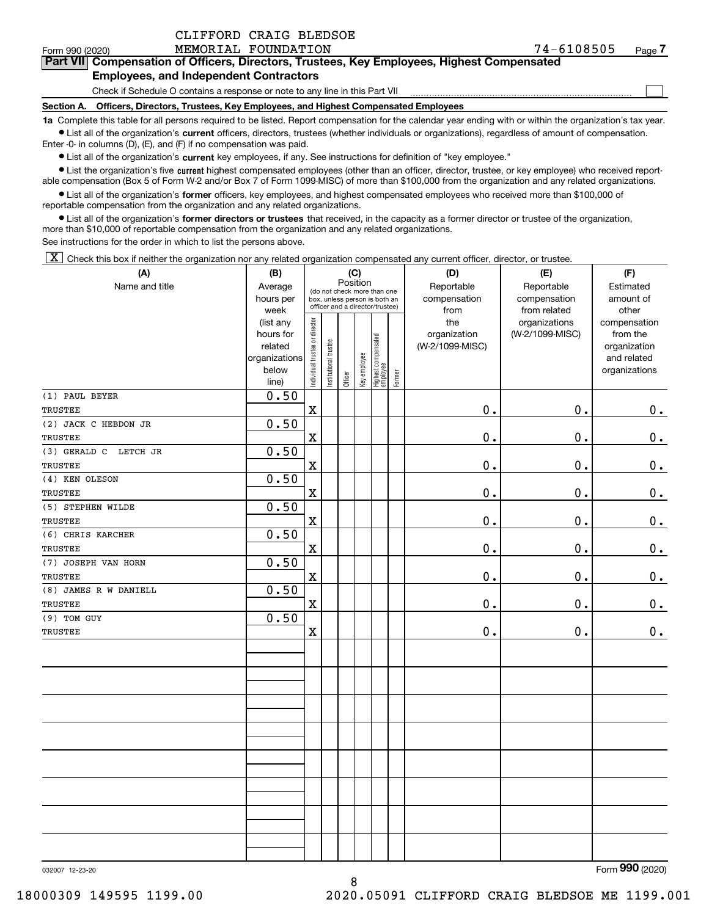CLIFFORD CRAIG BLEDSOE MEMORIAL FOUNDATION 74-6108505

Form 990 (2020)

## Part VII Compensation of Officers, Directors, Trustees, Key Employees, Highest Compensated Employees, and Independent Contractors

Check if Schedule O contains a response or note to any line in this Part VII ☐

**Section A. Officers, Directors, Trustees, Key Employees, and Highest Compensated Employees**

**1a** Complete this table for all persons required to be listed. Report compensation for the calendar year ending with or within the organization's tax year.

- List all of the organization's **current** officers, directors, trustees (whether individuals or organizations), regardless of amount of compensation. Enter -0- in columns (D), (E), and (F) if no compensation was paid.
- List all of the organization's **current** key employees, if any. See instructions for definition of "key employee."
- List the organization's five **current** highest compensated employees (other than an officer, director, trustee, or key employee) who received reportable compensation (Box 5 of Form W-2 and/or Box 7 of Form 1099-MISC) of more than $100,000 from the organization and any related organizations.
- List all of the organization's **former** officers, key employees, and highest compensated employees who received more than $100,000 of reportable compensation from the organization and any related organizations.
- List all of the organization's **former directors or trustees** that received, in the capacity as a former director or trustee of the organization, more than $10,000 of reportable compensation from the organization and any related organizations.

See instructions for the order in which to list the persons above.

☒ Check this box if neither the organization nor any related organization compensated any current officer, director, or trustee.

| (A) Name and title | (B) Average hours per week (list any hours for related organizations below line) | (C) Position: Individual trustee or director | Institutional trustee | Officer | Key employee | Highest compensated employee | Former | (D) Reportable compensation from the organization (W-2/1099-MISC) | (E) Reportable compensation from related organizations (W-2/1099-MISC) | (F) Estimated amount of other compensation from the organization and related organizations |
|---|---|---|---|---|---|---|---|---|---|---|
| (1) PAUL BEYER<br>TRUSTEE | 0.50 | X | | | | | | 0. | 0. | 0. |
| (2) JACK C HEBDON JR<br>TRUSTEE | 0.50 | X | | | | | | 0. | 0. | 0. |
| (3) GERALD C LETCH JR<br>TRUSTEE | 0.50 | X | | | | | | 0. | 0. | 0. |
| (4) KEN OLESON<br>TRUSTEE | 0.50 | X | | | | | | 0. | 0. | 0. |
| (5) STEPHEN WILDE<br>TRUSTEE | 0.50 | X | | | | | | 0. | 0. | 0. |
| (6) CHRIS KARCHER<br>TRUSTEE | 0.50 | X | | | | | | 0. | 0. | 0. |
| (7) JOSEPH VAN HORN<br>TRUSTEE | 0.50 | X | | | | | | 0. | 0. | 0. |
| (8) JAMES R W DANIELL<br>TRUSTEE | 0.50 | X | | | | | | 0. | 0. | 0. |
| (9) TOM GUY<br>TRUSTEE | 0.50 | X | | | | | | 0. | 0. | 0. |

032007 12-23-20

Form **990** (2020)

18000309 149595 1199.00 2020.05091 CLIFFORD CRAIG BLEDSOE ME 1199.001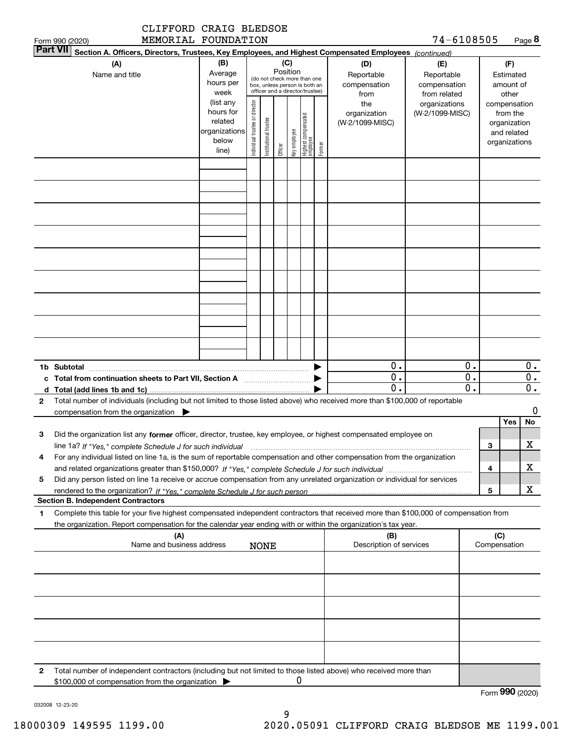CLIFFORD CRAIG BLEDSOE MEMORIAL FOUNDATION — 74-6108505

## Part VII Section A. Officers, Directors, Trustees, Key Employees, and Highest Compensated Employees *(continued)*

| (A) Name and title | (B) Average hours per week (list any hours for related organizations below line) | (C) Position: Individual trustee or director | Institutional trustee | Officer | Key employee | Highest compensated employee | Former | (D) Reportable compensation from the organization (W-2/1099-MISC) | (E) Reportable compensation from related organizations (W-2/1099-MISC) | (F) Estimated amount of other compensation from the organization and related organizations |
|---|---|---|---|---|---|---|---|---|---|---|
| | | | | | | | | | | |
| | | | | | | | | | | |
| | | | | | | | | | | |
| | | | | | | | | | | |
| | | | | | | | | | | |
| | | | | | | | | | | |
| | | | | | | | | | | |
| | | | | | | | | | | |
| | | | | | | | | | | |
| **1b Subtotal** | | | | | | | | 0. | 0. | 0. |
| **c Total from continuation sheets to Part VII, Section A** | | | | | | | | 0. | 0. | 0. |
| **d Total (add lines 1b and 1c)** | | | | | | | | 0. | 0. | 0. |

**2** Total number of individuals (including but not limited to those listed above) who received more than $100,000 of reportable compensation from the organization ▶ 0

| | | Yes | No |
|---|---|---|---|
| **3** Did the organization list any **former** officer, director, trustee, key employee, or highest compensated employee on line 1a? *If "Yes," complete Schedule J for such individual* | 3 | | X |
| **4** For any individual listed on line 1a, is the sum of reportable compensation and other compensation from the organization and related organizations greater than $150,000? *If "Yes," complete Schedule J for such individual* | 4 | | X |
| **5** Did any person listed on line 1a receive or accrue compensation from any unrelated organization or individual for services rendered to the organization? *If "Yes," complete Schedule J for such person* | 5 | | X |

### Section B. Independent Contractors

**1** Complete this table for your five highest compensated independent contractors that received more than $100,000 of compensation from the organization. Report compensation for the calendar year ending with or within the organization's tax year.

| (A) Name and business address | (B) Description of services | (C) Compensation |
|---|---|---|
| NONE | | |
| | | |
| | | |
| | | |
| | | |

**2** Total number of independent contractors (including but not limited to those listed above) who received more than $100,000 of compensation from the organization ▶ 0

Form **990** (2020)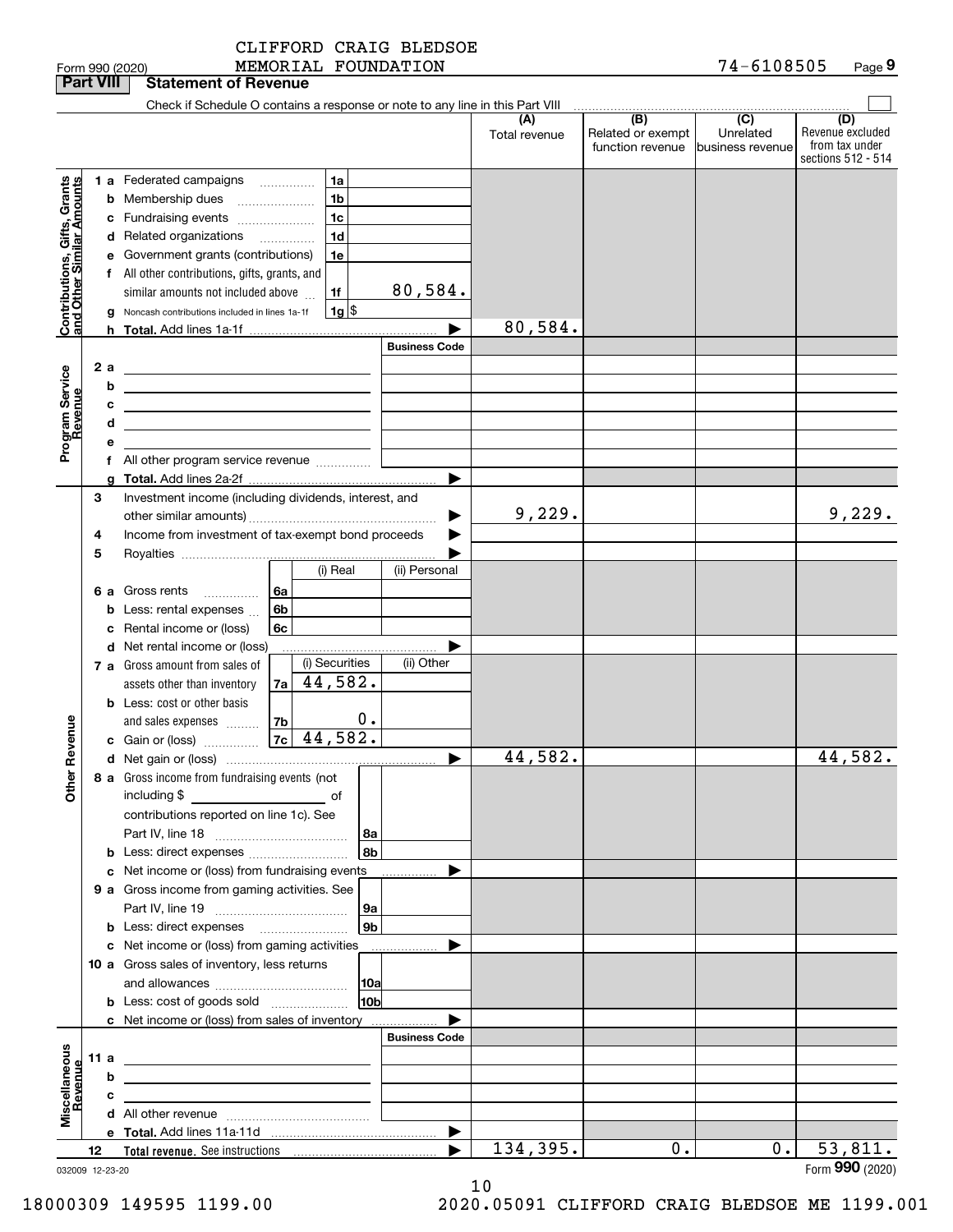CLIFFORD CRAIG BLEDSOE MEMORIAL FOUNDATION

Form 990 (2020) 74-6108505 Page **9**

**Part VIII Statement of Revenue**

Check if Schedule O contains a response or note to any line in this Part VIII ☐

| | | | (A) Total revenue | (B) Related or exempt function revenue | (C) Unrelated business revenue | (D) Revenue excluded from tax under sections 512 - 514 |
|---|---|---|---|---|---|---|
| **Contributions, Gifts, Grants and Other Similar Amounts** | 1 a Federated campaigns | 1a | | | | |
| | b Membership dues | 1b | | | | |
| | c Fundraising events | 1c | | | | |
| | d Related organizations | 1d | | | | |
| | e Government grants (contributions) | 1e | | | | |
| | f All other contributions, gifts, grants, and similar amounts not included above | 1f 80,584. | | | | |
| | g Noncash contributions included in lines 1a-1f | 1g $ | | | | |
| | h **Total.** Add lines 1a-1f | | 80,584. | | | |
| **Program Service Revenue** | | Business Code | | | | |
| | 2 a | | | | | |
| | b | | | | | |
| | c | | | | | |
| | d | | | | | |
| | e | | | | | |
| | f All other program service revenue | | | | | |
| | g **Total.** Add lines 2a-2f | | | | | |
| **Other Revenue** | 3 Investment income (including dividends, interest, and other similar amounts) | | 9,229. | | | 9,229. |
| | 4 Income from investment of tax-exempt bond proceeds | | | | | |
| | 5 Royalties | | | | | |
| | | (i) Real / (ii) Personal | | | | |
| | 6 a Gross rents | 6a | | | | |
| | b Less: rental expenses | 6b | | | | |
| | c Rental income or (loss) | 6c | | | | |
| | d Net rental income or (loss) | | | | | |
| | | (i) Securities / (ii) Other | | | | |
| | 7 a Gross amount from sales of assets other than inventory | 7a (i) 44,582. | | | | |
| | b Less: cost or other basis and sales expenses | 7b (i) 0. | | | | |
| | c Gain or (loss) | 7c (i) 44,582. | | | | |
| | d Net gain or (loss) | | 44,582. | | | 44,582. |
| | 8 a Gross income from fundraising events (not including $ of contributions reported on line 1c). See Part IV, line 18 | 8a | | | | |
| | b Less: direct expenses | 8b | | | | |
| | c Net income or (loss) from fundraising events | | | | | |
| | 9 a Gross income from gaming activities. See Part IV, line 19 | 9a | | | | |
| | b Less: direct expenses | 9b | | | | |
| | c Net income or (loss) from gaming activities | | | | | |
| | 10 a Gross sales of inventory, less returns and allowances | 10a | | | | |
| | b Less: cost of goods sold | 10b | | | | |
| | c Net income or (loss) from sales of inventory | | | | | |
| **Miscellaneous Revenue** | | Business Code | | | | |
| | 11 a | | | | | |
| | b | | | | | |
| | c | | | | | |
| | d All other revenue | | | | | |
| | e **Total.** Add lines 11a-11d | | | | | |
| | 12 **Total revenue.** See instructions | | 134,395. | 0. | 0. | 53,811. |

032009 12-23-20 Form **990** (2020)

18000309 149595 1199.00 2020.05091 CLIFFORD CRAIG BLEDSOE ME 1199.001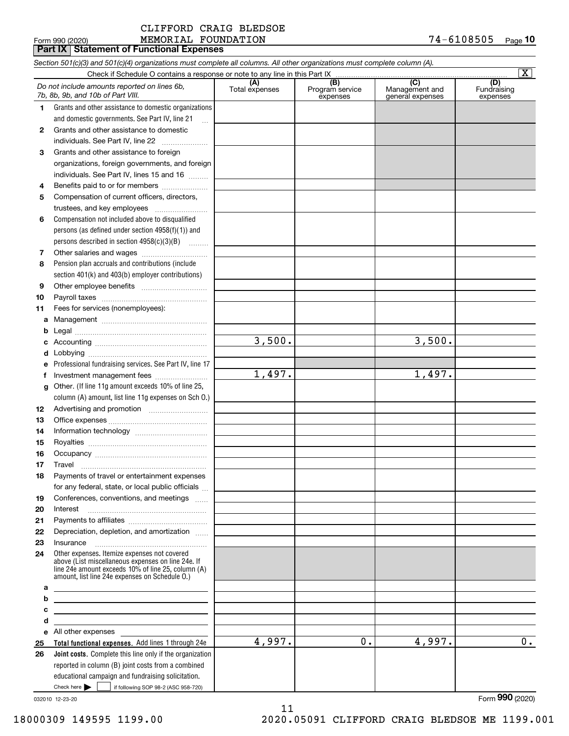CLIFFORD CRAIG BLEDSOE
MEMORIAL FOUNDATION 74-6108505

Form 990 (2020)

**Part IX Statement of Functional Expenses**

*Section 501(c)(3) and 501(c)(4) organizations must complete all columns. All other organizations must complete column (A).*

Check if Schedule O contains a response or note to any line in this Part IX [X]

| *Do not include amounts reported on lines 6b, 7b, 8b, 9b, and 10b of Part VIII.* | (A) Total expenses | (B) Program service expenses | (C) Management and general expenses | (D) Fundraising expenses |
|---|---|---|---|---|
| **1** Grants and other assistance to domestic organizations and domestic governments. See Part IV, line 21 | | | | |
| **2** Grants and other assistance to domestic individuals. See Part IV, line 22 | | | | |
| **3** Grants and other assistance to foreign organizations, foreign governments, and foreign individuals. See Part IV, lines 15 and 16 | | | | |
| **4** Benefits paid to or for members | | | | |
| **5** Compensation of current officers, directors, trustees, and key employees | | | | |
| **6** Compensation not included above to disqualified persons (as defined under section 4958(f)(1)) and persons described in section 4958(c)(3)(B) | | | | |
| **7** Other salaries and wages | | | | |
| **8** Pension plan accruals and contributions (include section 401(k) and 403(b) employer contributions) | | | | |
| **9** Other employee benefits | | | | |
| **10** Payroll taxes | | | | |
| **11** Fees for services (nonemployees): | | | | |
| **a** Management | | | | |
| **b** Legal | | | | |
| **c** Accounting | 3,500. | | 3,500. | |
| **d** Lobbying | | | | |
| **e** Professional fundraising services. See Part IV, line 17 | | | | |
| **f** Investment management fees | 1,497. | | 1,497. | |
| **g** Other. (If line 11g amount exceeds 10% of line 25, column (A) amount, list line 11g expenses on Sch O.) | | | | |
| **12** Advertising and promotion | | | | |
| **13** Office expenses | | | | |
| **14** Information technology | | | | |
| **15** Royalties | | | | |
| **16** Occupancy | | | | |
| **17** Travel | | | | |
| **18** Payments of travel or entertainment expenses for any federal, state, or local public officials | | | | |
| **19** Conferences, conventions, and meetings | | | | |
| **20** Interest | | | | |
| **21** Payments to affiliates | | | | |
| **22** Depreciation, depletion, and amortization | | | | |
| **23** Insurance | | | | |
| **24** Other expenses. Itemize expenses not covered above (List miscellaneous expenses on line 24e. If line 24e amount exceeds 10% of line 25, column (A) amount, list line 24e expenses on Schedule O.) | | | | |
| **a** | | | | |
| **b** | | | | |
| **c** | | | | |
| **d** | | | | |
| **e** All other expenses | | | | |
| **25 Total functional expenses.** Add lines 1 through 24e | 4,997. | 0. | 4,997. | 0. |
| **26 Joint costs.** Complete this line only if the organization reported in column (B) joint costs from a combined educational campaign and fundraising solicitation. Check here [ ] if following SOP 98-2 (ASC 958-720) | | | | |

032010 12-23-20

Form **990** (2020)

18000309 149595 1199.00 2020.05091 CLIFFORD CRAIG BLEDSOE ME 1199.001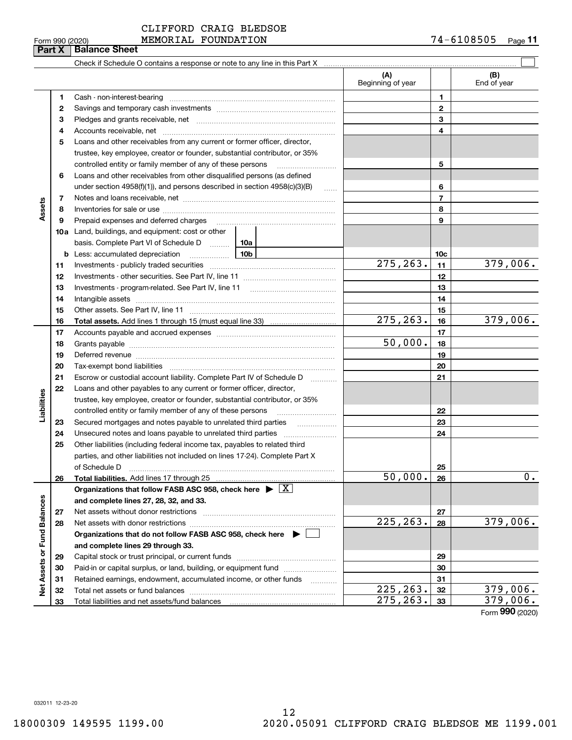CLIFFORD CRAIG BLEDSOE MEMORIAL FOUNDATION 74-6108505

Form 990 (2020)

## Part X Balance Sheet

Check if Schedule O contains a response or note to any line in this Part X

| | | | (A) Beginning of year | | (B) End of year |
|---|---|---|---|---|---|
| **Assets** | 1 | Cash - non-interest-bearing | | 1 | |
| | 2 | Savings and temporary cash investments | | 2 | |
| | 3 | Pledges and grants receivable, net | | 3 | |
| | 4 | Accounts receivable, net | | 4 | |
| | 5 | Loans and other receivables from any current or former officer, director, trustee, key employee, creator or founder, substantial contributor, or 35% controlled entity or family member of any of these persons | | 5 | |
| | 6 | Loans and other receivables from other disqualified persons (as defined under section 4958(f)(1)), and persons described in section 4958(c)(3)(B) | | 6 | |
| | 7 | Notes and loans receivable, net | | 7 | |
| | 8 | Inventories for sale or use | | 8 | |
| | 9 | Prepaid expenses and deferred charges | | 9 | |
| | 10a | Land, buildings, and equipment: cost or other basis. Complete Part VI of Schedule D — 10a | | | |
| | b | Less: accumulated depreciation — 10b | | 10c | |
| | 11 | Investments - publicly traded securities | 275,263. | 11 | 379,006. |
| | 12 | Investments - other securities. See Part IV, line 11 | | 12 | |
| | 13 | Investments - program-related. See Part IV, line 11 | | 13 | |
| | 14 | Intangible assets | | 14 | |
| | 15 | Other assets. See Part IV, line 11 | | 15 | |
| | 16 | **Total assets.** Add lines 1 through 15 (must equal line 33) | 275,263. | 16 | 379,006. |
| **Liabilities** | 17 | Accounts payable and accrued expenses | | 17 | |
| | 18 | Grants payable | 50,000. | 18 | |
| | 19 | Deferred revenue | | 19 | |
| | 20 | Tax-exempt bond liabilities | | 20 | |
| | 21 | Escrow or custodial account liability. Complete Part IV of Schedule D | | 21 | |
| | 22 | Loans and other payables to any current or former officer, director, trustee, key employee, creator or founder, substantial contributor, or 35% controlled entity or family member of any of these persons | | 22 | |
| | 23 | Secured mortgages and notes payable to unrelated third parties | | 23 | |
| | 24 | Unsecured notes and loans payable to unrelated third parties | | 24 | |
| | 25 | Other liabilities (including federal income tax, payables to related third parties, and other liabilities not included on lines 17-24). Complete Part X of Schedule D | | 25 | |
| | 26 | **Total liabilities.** Add lines 17 through 25 | 50,000. | 26 | 0. |
| **Net Assets or Fund Balances** | | **Organizations that follow FASB ASC 958, check here ▶ [X] and complete lines 27, 28, 32, and 33.** | | | |
| | 27 | Net assets without donor restrictions | | 27 | |
| | 28 | Net assets with donor restrictions | 225,263. | 28 | 379,006. |
| | | **Organizations that do not follow FASB ASC 958, check here ▶ [ ] and complete lines 29 through 33.** | | | |
| | 29 | Capital stock or trust principal, or current funds | | 29 | |
| | 30 | Paid-in or capital surplus, or land, building, or equipment fund | | 30 | |
| | 31 | Retained earnings, endowment, accumulated income, or other funds | | 31 | |
| | 32 | Total net assets or fund balances | 225,263. | 32 | 379,006. |
| | 33 | Total liabilities and net assets/fund balances | 275,263. | 33 | 379,006. |

Form **990** (2020)

032011 12-23-20

18000309 149595 1199.00 2020.05091 CLIFFORD CRAIG BLEDSOE ME 1199.001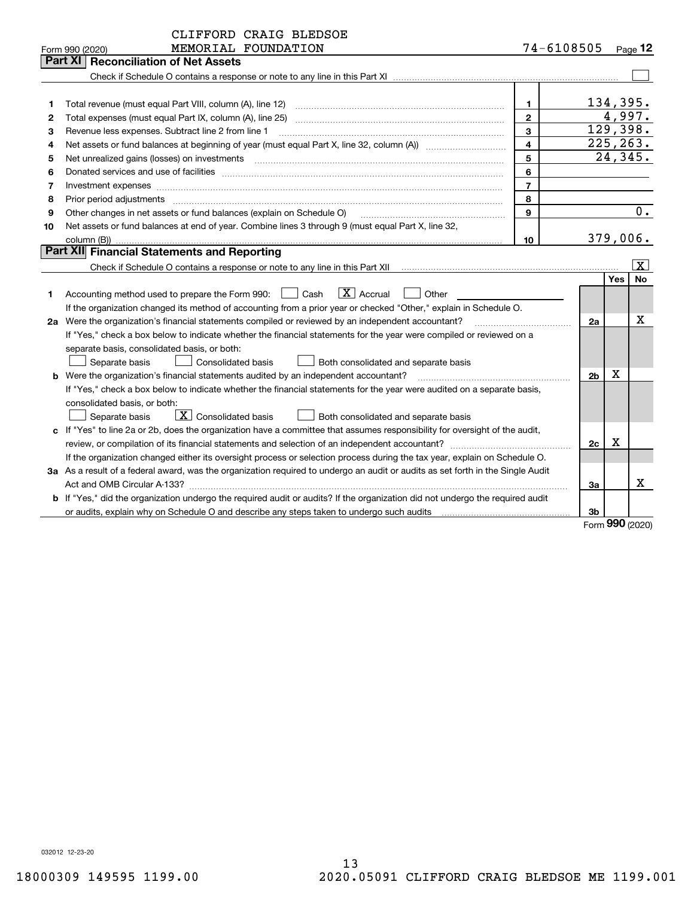CLIFFORD CRAIG BLEDSOE MEMORIAL FOUNDATION — 74-6108505

Form 990 (2020)

## Part XI Reconciliation of Net Assets

Check if Schedule O contains a response or note to any line in this Part XI ☐

| | | | |
|---|---|---|---|
| 1 | Total revenue (must equal Part VIII, column (A), line 12) | 1 | 134,395. |
| 2 | Total expenses (must equal Part IX, column (A), line 25) | 2 | 4,997. |
| 3 | Revenue less expenses. Subtract line 2 from line 1 | 3 | 129,398. |
| 4 | Net assets or fund balances at beginning of year (must equal Part X, line 32, column (A)) | 4 | 225,263. |
| 5 | Net unrealized gains (losses) on investments | 5 | 24,345. |
| 6 | Donated services and use of facilities | 6 | |
| 7 | Investment expenses | 7 | |
| 8 | Prior period adjustments | 8 | |
| 9 | Other changes in net assets or fund balances (explain on Schedule O) | 9 | 0. |
| 10 | Net assets or fund balances at end of year. Combine lines 3 through 9 (must equal Part X, line 32, column (B)) | 10 | 379,006. |

## Part XII Financial Statements and Reporting

Check if Schedule O contains a response or note to any line in this Part XII ☒

| | | | Yes | No |
|---|---|---|---|---|
| 1 | Accounting method used to prepare the Form 990: ☐ Cash ☒ Accrual ☐ Other<br>If the organization changed its method of accounting from a prior year or checked "Other," explain in Schedule O. | | | |
| 2a | Were the organization's financial statements compiled or reviewed by an independent accountant?<br>If "Yes," check a box below to indicate whether the financial statements for the year were compiled or reviewed on a separate basis, consolidated basis, or both:<br>☐ Separate basis ☐ Consolidated basis ☐ Both consolidated and separate basis | 2a | | X |
| b | Were the organization's financial statements audited by an independent accountant?<br>If "Yes," check a box below to indicate whether the financial statements for the year were audited on a separate basis, consolidated basis, or both:<br>☐ Separate basis ☒ Consolidated basis ☐ Both consolidated and separate basis | 2b | X | |
| c | If "Yes" to line 2a or 2b, does the organization have a committee that assumes responsibility for oversight of the audit, review, or compilation of its financial statements and selection of an independent accountant?<br>If the organization changed either its oversight process or selection process during the tax year, explain on Schedule O. | 2c | X | |
| 3a | As a result of a federal award, was the organization required to undergo an audit or audits as set forth in the Single Audit Act and OMB Circular A-133? | 3a | | X |
| b | If "Yes," did the organization undergo the required audit or audits? If the organization did not undergo the required audit or audits, explain why on Schedule O and describe any steps taken to undergo such audits | 3b | | |

Form 990 (2020)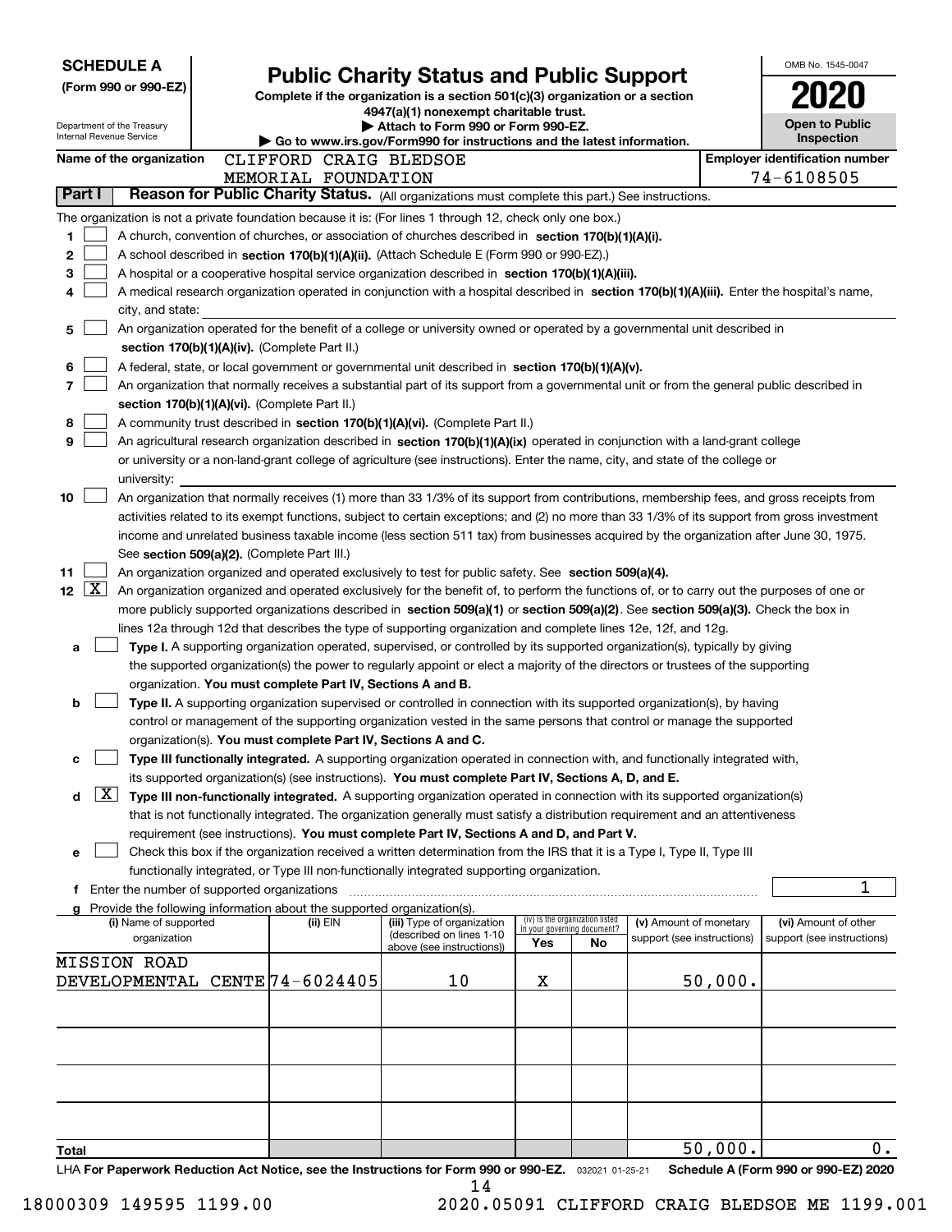**SCHEDULE A**
**(Form 990 or 990-EZ)**

Department of the Treasury
Internal Revenue Service

# Public Charity Status and Public Support

**Complete if the organization is a section 501(c)(3) organization or a section 4947(a)(1) nonexempt charitable trust.**
**▶ Attach to Form 990 or Form 990-EZ.**
**▶ Go to www.irs.gov/Form990 for instructions and the latest information.**

OMB No. 1545-0047
**2020**
**Open to Public Inspection**

**Name of the organization:** CLIFFORD CRAIG BLEDSOE MEMORIAL FOUNDATION

**Employer identification number:** 74-6108505

## Part I Reason for Public Charity Status. (All organizations must complete this part.) See instructions.

The organization is not a private foundation because it is: (For lines 1 through 12, check only one box.)

1 ☐ A church, convention of churches, or association of churches described in **section 170(b)(1)(A)(i).**

2 ☐ A school described in **section 170(b)(1)(A)(ii).** (Attach Schedule E (Form 990 or 990-EZ).)

3 ☐ A hospital or a cooperative hospital service organization described in **section 170(b)(1)(A)(iii).**

4 ☐ A medical research organization operated in conjunction with a hospital described in **section 170(b)(1)(A)(iii).** Enter the hospital's name, city, and state:

5 ☐ An organization operated for the benefit of a college or university owned or operated by a governmental unit described in **section 170(b)(1)(A)(iv).** (Complete Part II.)

6 ☐ A federal, state, or local government or governmental unit described in **section 170(b)(1)(A)(v).**

7 ☐ An organization that normally receives a substantial part of its support from a governmental unit or from the general public described in **section 170(b)(1)(A)(vi).** (Complete Part II.)

8 ☐ A community trust described in **section 170(b)(1)(A)(vi).** (Complete Part II.)

9 ☐ An agricultural research organization described in **section 170(b)(1)(A)(ix)** operated in conjunction with a land-grant college or university or a non-land-grant college of agriculture (see instructions). Enter the name, city, and state of the college or university:

10 ☐ An organization that normally receives (1) more than 33 1/3% of its support from contributions, membership fees, and gross receipts from activities related to its exempt functions, subject to certain exceptions; and (2) no more than 33 1/3% of its support from gross investment income and unrelated business taxable income (less section 511 tax) from businesses acquired by the organization after June 30, 1975. See **section 509(a)(2).** (Complete Part III.)

11 ☐ An organization organized and operated exclusively to test for public safety. See **section 509(a)(4).**

12 ☒ An organization organized and operated exclusively for the benefit of, to perform the functions of, or to carry out the purposes of one or more publicly supported organizations described in **section 509(a)(1)** or **section 509(a)(2).** See **section 509(a)(3).** Check the box in lines 12a through 12d that describes the type of supporting organization and complete lines 12e, 12f, and 12g.

a ☐ **Type I.** A supporting organization operated, supervised, or controlled by its supported organization(s), typically by giving the supported organization(s) the power to regularly appoint or elect a majority of the directors or trustees of the supporting organization. **You must complete Part IV, Sections A and B.**

b ☐ **Type II.** A supporting organization supervised or controlled in connection with its supported organization(s), by having control or management of the supporting organization vested in the same persons that control or manage the supported organization(s). **You must complete Part IV, Sections A and C.**

c ☐ **Type III functionally integrated.** A supporting organization operated in connection with, and functionally integrated with, its supported organization(s) (see instructions). **You must complete Part IV, Sections A, D, and E.**

d ☒ **Type III non-functionally integrated.** A supporting organization operated in connection with its supported organization(s) that is not functionally integrated. The organization generally must satisfy a distribution requirement and an attentiveness requirement (see instructions). **You must complete Part IV, Sections A and D, and Part V.**

e ☐ Check this box if the organization received a written determination from the IRS that it is a Type I, Type II, Type III functionally integrated, or Type III non-functionally integrated supporting organization.

f Enter the number of supported organizations: 1

g Provide the following information about the supported organization(s).

| (i) Name of supported organization | (ii) EIN | (iii) Type of organization (described on lines 1-10 above (see instructions)) | (iv) Is the organization listed in your governing document? Yes | No | (v) Amount of monetary support (see instructions) | (vi) Amount of other support (see instructions) |
|---|---|---|---|---|---|---|
| MISSION ROAD DEVELOPMENTAL CENTE | 74-6024405 | 10 | X | | 50,000. | |
| | | | | | | |
| | | | | | | |
| | | | | | | |
| | | | | | | |
| **Total** | | | | | 50,000. | 0. |

LHA **For Paperwork Reduction Act Notice, see the Instructions for Form 990 or 990-EZ.** 032021 01-25-21 **Schedule A (Form 990 or 990-EZ) 2020**

18000309 149595 1199.00 2020.05091 CLIFFORD CRAIG BLEDSOE ME 1199.001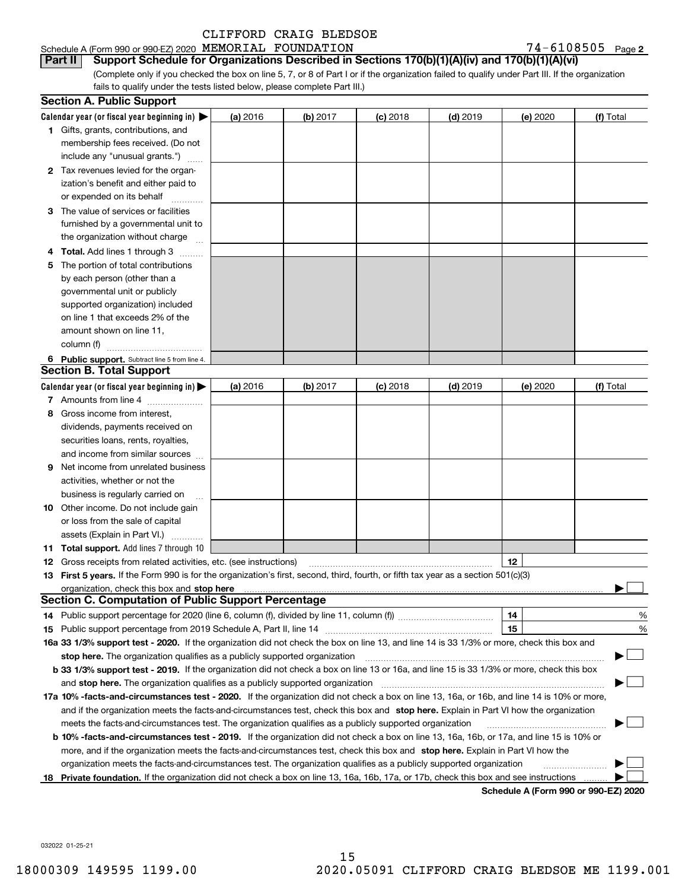CLIFFORD CRAIG BLEDSOE

Schedule A (Form 990 or 990-EZ) 2020 MEMORIAL FOUNDATION 74-6108505 Page 2

**Part II Support Schedule for Organizations Described in Sections 170(b)(1)(A)(iv) and 170(b)(1)(A)(vi)**

(Complete only if you checked the box on line 5, 7, or 8 of Part I or if the organization failed to qualify under Part III. If the organization fails to qualify under the tests listed below, please complete Part III.)

## Section A. Public Support

| Calendar year (or fiscal year beginning in) ▶ | (a) 2016 | (b) 2017 | (c) 2018 | (d) 2019 | (e) 2020 | (f) Total |
|---|---|---|---|---|---|---|
| 1 Gifts, grants, contributions, and membership fees received. (Do not include any "unusual grants.") | | | | | | |
| 2 Tax revenues levied for the organization's benefit and either paid to or expended on its behalf | | | | | | |
| 3 The value of services or facilities furnished by a governmental unit to the organization without charge | | | | | | |
| 4 **Total.** Add lines 1 through 3 | | | | | | |
| 5 The portion of total contributions by each person (other than a governmental unit or publicly supported organization) included on line 1 that exceeds 2% of the amount shown on line 11, column (f) | | | | | | |
| 6 **Public support.** Subtract line 5 from line 4. | | | | | | |

## Section B. Total Support

| Calendar year (or fiscal year beginning in) ▶ | (a) 2016 | (b) 2017 | (c) 2018 | (d) 2019 | (e) 2020 | (f) Total |
|---|---|---|---|---|---|---|
| 7 Amounts from line 4 | | | | | | |
| 8 Gross income from interest, dividends, payments received on securities loans, rents, royalties, and income from similar sources | | | | | | |
| 9 Net income from unrelated business activities, whether or not the business is regularly carried on | | | | | | |
| 10 Other income. Do not include gain or loss from the sale of capital assets (Explain in Part VI.) | | | | | | |
| 11 **Total support.** Add lines 7 through 10 | | | | | | |

12 Gross receipts from related activities, etc. (see instructions) | 12 |

13 **First 5 years.** If the Form 990 is for the organization's first, second, third, fourth, or fifth tax year as a section 501(c)(3) organization, check this box and **stop here** ▶ ☐

## Section C. Computation of Public Support Percentage

14 Public support percentage for 2020 (line 6, column (f), divided by line 11, column (f)) | 14 | %

15 Public support percentage from 2019 Schedule A, Part II, line 14 | 15 | %

**16a 33 1/3% support test - 2020.** If the organization did not check the box on line 13, and line 14 is 33 1/3% or more, check this box and **stop here.** The organization qualifies as a publicly supported organization ▶ ☐

**b 33 1/3% support test - 2019.** If the organization did not check a box on line 13 or 16a, and line 15 is 33 1/3% or more, check this box and **stop here.** The organization qualifies as a publicly supported organization ▶ ☐

**17a 10% -facts-and-circumstances test - 2020.** If the organization did not check a box on line 13, 16a, or 16b, and line 14 is 10% or more, and if the organization meets the facts-and-circumstances test, check this box and **stop here.** Explain in Part VI how the organization meets the facts-and-circumstances test. The organization qualifies as a publicly supported organization ▶ ☐

**b 10% -facts-and-circumstances test - 2019.** If the organization did not check a box on line 13, 16a, 16b, or 17a, and line 15 is 10% or more, and if the organization meets the facts-and-circumstances test, check this box and **stop here.** Explain in Part VI how the organization meets the facts-and-circumstances test. The organization qualifies as a publicly supported organization ▶ ☐

**18 Private foundation.** If the organization did not check a box on line 13, 16a, 16b, 17a, or 17b, check this box and see instructions ▶ ☐

**Schedule A (Form 990 or 990-EZ) 2020**

032022 01-25-21

18000309 149595 1199.00 2020.05091 CLIFFORD CRAIG BLEDSOE ME 1199.001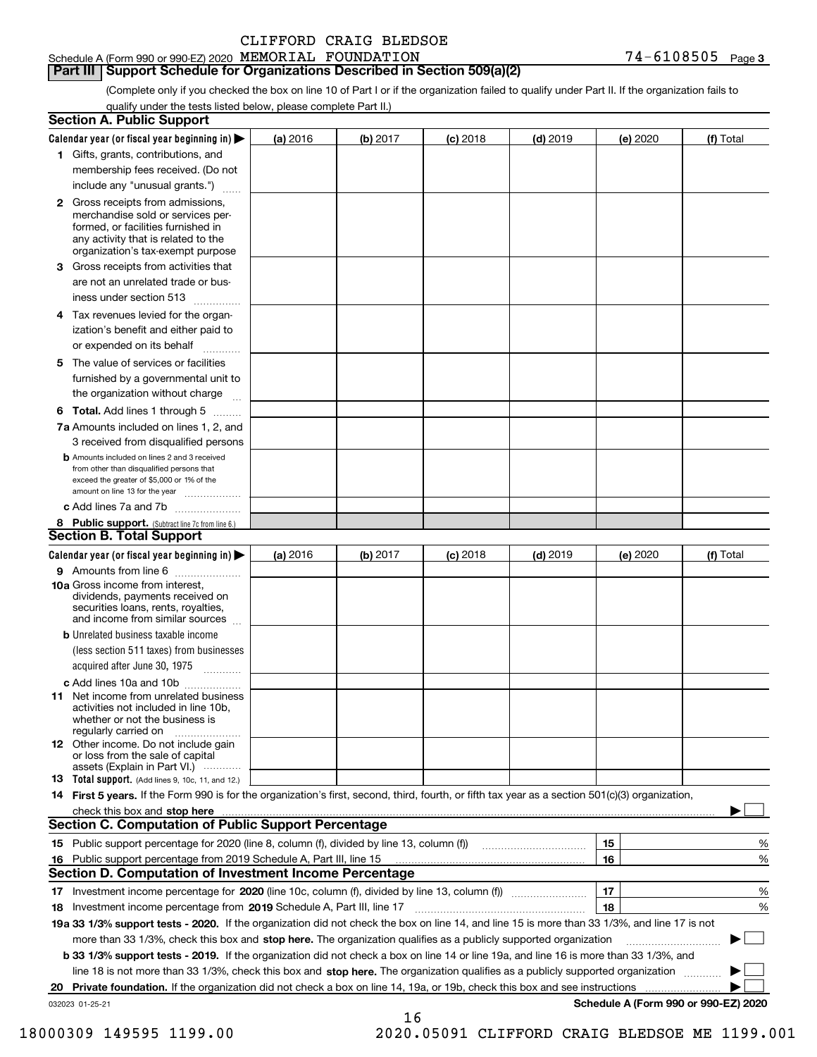CLIFFORD CRAIG BLEDSOE

Schedule A (Form 990 or 990-EZ) 2020 MEMORIAL FOUNDATION 74-6108505 Page 3

## Part III Support Schedule for Organizations Described in Section 509(a)(2)

(Complete only if you checked the box on line 10 of Part I or if the organization failed to qualify under Part II. If the organization fails to qualify under the tests listed below, please complete Part II.)

### Section A. Public Support

| Calendar year (or fiscal year beginning in) ▶ | (a) 2016 | (b) 2017 | (c) 2018 | (d) 2019 | (e) 2020 | (f) Total |
|---|---|---|---|---|---|---|
| 1 Gifts, grants, contributions, and membership fees received. (Do not include any "unusual grants.") | | | | | | |
| 2 Gross receipts from admissions, merchandise sold or services performed, or facilities furnished in any activity that is related to the organization's tax-exempt purpose | | | | | | |
| 3 Gross receipts from activities that are not an unrelated trade or business under section 513 | | | | | | |
| 4 Tax revenues levied for the organization's benefit and either paid to or expended on its behalf | | | | | | |
| 5 The value of services or facilities furnished by a governmental unit to the organization without charge | | | | | | |
| 6 **Total.** Add lines 1 through 5 | | | | | | |
| 7a Amounts included on lines 1, 2, and 3 received from disqualified persons | | | | | | |
| b Amounts included on lines 2 and 3 received from other than disqualified persons that exceed the greater of $5,000 or 1% of the amount on line 13 for the year | | | | | | |
| c Add lines 7a and 7b | | | | | | |
| 8 **Public support.** (Subtract line 7c from line 6.) | | | | | | |

### Section B. Total Support

| Calendar year (or fiscal year beginning in) ▶ | (a) 2016 | (b) 2017 | (c) 2018 | (d) 2019 | (e) 2020 | (f) Total |
|---|---|---|---|---|---|---|
| 9 Amounts from line 6 | | | | | | |
| 10a Gross income from interest, dividends, payments received on securities loans, rents, royalties, and income from similar sources | | | | | | |
| b Unrelated business taxable income (less section 511 taxes) from businesses acquired after June 30, 1975 | | | | | | |
| c Add lines 10a and 10b | | | | | | |
| 11 Net income from unrelated business activities not included in line 10b, whether or not the business is regularly carried on | | | | | | |
| 12 Other income. Do not include gain or loss from the sale of capital assets (Explain in Part VI.) | | | | | | |
| 13 **Total support.** (Add lines 9, 10c, 11, and 12.) | | | | | | |

14 **First 5 years.** If the Form 990 is for the organization's first, second, third, fourth, or fifth tax year as a section 501(c)(3) organization, check this box and **stop here** ▶ ☐

### Section C. Computation of Public Support Percentage

| | | |
|---|---|---|
| 15 Public support percentage for 2020 (line 8, column (f), divided by line 13, column (f)) | 15 | % |
| 16 Public support percentage from 2019 Schedule A, Part III, line 15 | 16 | % |

### Section D. Computation of Investment Income Percentage

| | | |
|---|---|---|
| 17 Investment income percentage for **2020** (line 10c, column (f), divided by line 13, column (f)) | 17 | % |
| 18 Investment income percentage from **2019** Schedule A, Part III, line 17 | 18 | % |

**19a 33 1/3% support tests - 2020.** If the organization did not check the box on line 14, and line 15 is more than 33 1/3%, and line 17 is not more than 33 1/3%, check this box and **stop here.** The organization qualifies as a publicly supported organization ▶ ☐

**b 33 1/3% support tests - 2019.** If the organization did not check a box on line 14 or line 19a, and line 16 is more than 33 1/3%, and line 18 is not more than 33 1/3%, check this box and **stop here.** The organization qualifies as a publicly supported organization ▶ ☐

**20 Private foundation.** If the organization did not check a box on line 14, 19a, or 19b, check this box and see instructions ▶ ☐

032023 01-25-21 **Schedule A (Form 990 or 990-EZ) 2020**

18000309 149595 1199.00 2020.05091 CLIFFORD CRAIG BLEDSOE ME 1199.001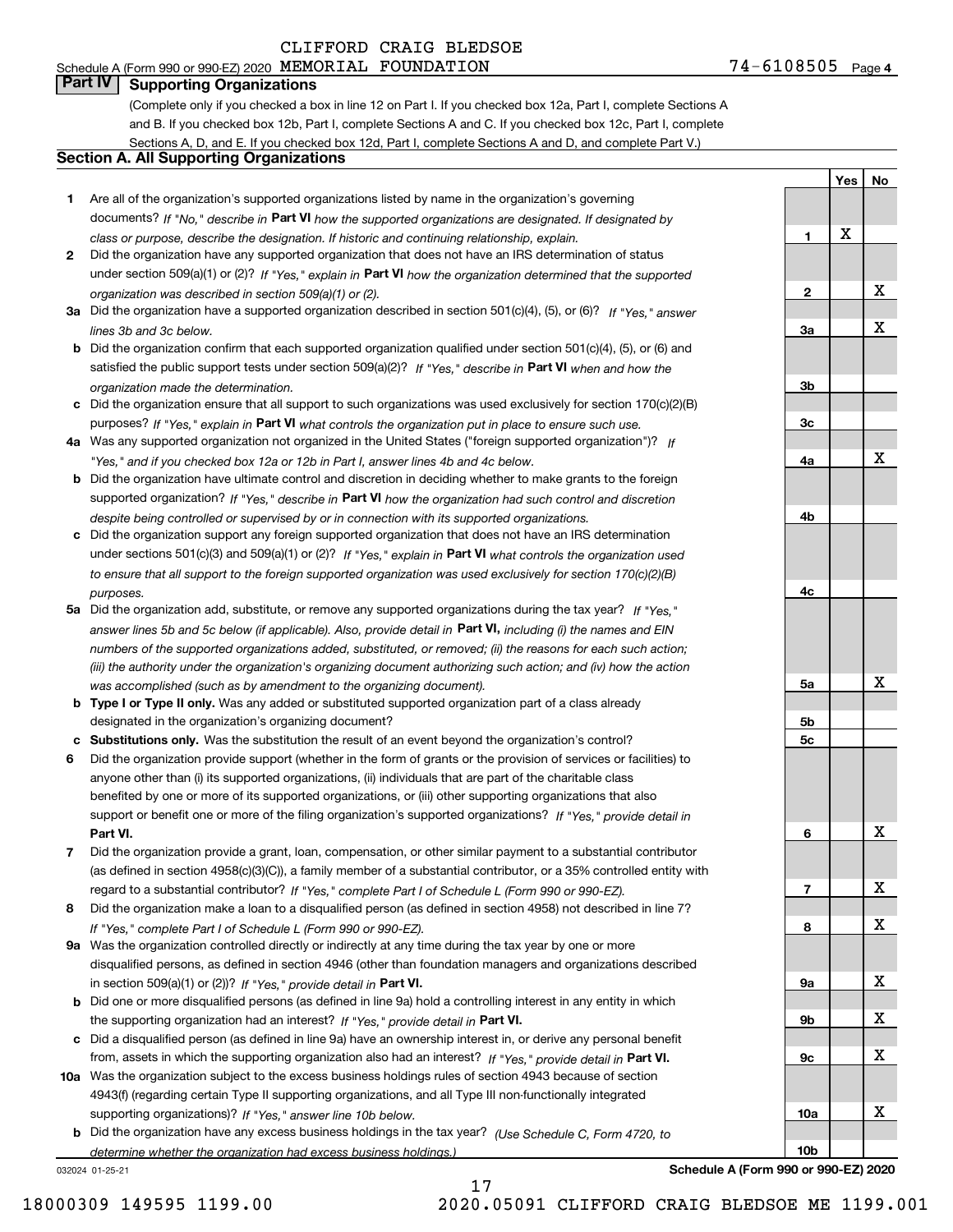CLIFFORD CRAIG BLEDSOE

Schedule A (Form 990 or 990-EZ) 2020 MEMORIAL FOUNDATION 74-6108505 Page **4**

## Part IV Supporting Organizations

(Complete only if you checked a box in line 12 on Part I. If you checked box 12a, Part I, complete Sections A and B. If you checked box 12b, Part I, complete Sections A and C. If you checked box 12c, Part I, complete Sections A, D, and E. If you checked box 12d, Part I, complete Sections A and D, and complete Part V.)

### Section A. All Supporting Organizations

| | | | Yes | No |
|---|---|---|---|---|
| **1** | Are all of the organization's supported organizations listed by name in the organization's governing documents? *If "No," describe in* **Part VI** *how the supported organizations are designated. If designated by class or purpose, describe the designation. If historic and continuing relationship, explain.* | **1** | X | |
| **2** | Did the organization have any supported organization that does not have an IRS determination of status under section 509(a)(1) or (2)? *If "Yes," explain in* **Part VI** *how the organization determined that the supported organization was described in section 509(a)(1) or (2).* | **2** | | X |
| **3a** | Did the organization have a supported organization described in section 501(c)(4), (5), or (6)? *If "Yes," answer lines 3b and 3c below.* | **3a** | | X |
| **b** | Did the organization confirm that each supported organization qualified under section 501(c)(4), (5), or (6) and satisfied the public support tests under section 509(a)(2)? *If "Yes," describe in* **Part VI** *when and how the organization made the determination.* | **3b** | | |
| **c** | Did the organization ensure that all support to such organizations was used exclusively for section 170(c)(2)(B) purposes? *If "Yes," explain in* **Part VI** *what controls the organization put in place to ensure such use.* | **3c** | | |
| **4a** | Was any supported organization not organized in the United States ("foreign supported organization")? *If "Yes," and if you checked box 12a or 12b in Part I, answer lines 4b and 4c below.* | **4a** | | X |
| **b** | Did the organization have ultimate control and discretion in deciding whether to make grants to the foreign supported organization? *If "Yes," describe in* **Part VI** *how the organization had such control and discretion despite being controlled or supervised by or in connection with its supported organizations.* | **4b** | | |
| **c** | Did the organization support any foreign supported organization that does not have an IRS determination under sections 501(c)(3) and 509(a)(1) or (2)? *If "Yes," explain in* **Part VI** *what controls the organization used to ensure that all support to the foreign supported organization was used exclusively for section 170(c)(2)(B) purposes.* | **4c** | | |
| **5a** | Did the organization add, substitute, or remove any supported organizations during the tax year? *If "Yes," answer lines 5b and 5c below (if applicable). Also, provide detail in* **Part VI,** *including (i) the names and EIN numbers of the supported organizations added, substituted, or removed; (ii) the reasons for each such action; (iii) the authority under the organization's organizing document authorizing such action; and (iv) how the action was accomplished (such as by amendment to the organizing document).* | **5a** | | X |
| **b** | **Type I or Type II only.** Was any added or substituted supported organization part of a class already designated in the organization's organizing document? | **5b** | | |
| **c** | **Substitutions only.** Was the substitution the result of an event beyond the organization's control? | **5c** | | |
| **6** | Did the organization provide support (whether in the form of grants or the provision of services or facilities) to anyone other than (i) its supported organizations, (ii) individuals that are part of the charitable class benefited by one or more of its supported organizations, or (iii) other supporting organizations that also support or benefit one or more of the filing organization's supported organizations? *If "Yes," provide detail in* **Part VI.** | **6** | | X |
| **7** | Did the organization provide a grant, loan, compensation, or other similar payment to a substantial contributor (as defined in section 4958(c)(3)(C)), a family member of a substantial contributor, or a 35% controlled entity with regard to a substantial contributor? *If "Yes," complete Part I of Schedule L (Form 990 or 990-EZ).* | **7** | | X |
| **8** | Did the organization make a loan to a disqualified person (as defined in section 4958) not described in line 7? *If "Yes," complete Part I of Schedule L (Form 990 or 990-EZ).* | **8** | | X |
| **9a** | Was the organization controlled directly or indirectly at any time during the tax year by one or more disqualified persons, as defined in section 4946 (other than foundation managers and organizations described in section 509(a)(1) or (2))? *If "Yes," provide detail in* **Part VI.** | **9a** | | X |
| **b** | Did one or more disqualified persons (as defined in line 9a) hold a controlling interest in any entity in which the supporting organization had an interest? *If "Yes," provide detail in* **Part VI.** | **9b** | | X |
| **c** | Did a disqualified person (as defined in line 9a) have an ownership interest in, or derive any personal benefit from, assets in which the supporting organization also had an interest? *If "Yes," provide detail in* **Part VI.** | **9c** | | X |
| **10a** | Was the organization subject to the excess business holdings rules of section 4943 because of section 4943(f) (regarding certain Type II supporting organizations, and all Type III non-functionally integrated supporting organizations)? *If "Yes," answer line 10b below.* | **10a** | | X |
| **b** | Did the organization have any excess business holdings in the tax year? *(Use Schedule C, Form 4720, to determine whether the organization had excess business holdings.)* | **10b** | | |

032024 01-25-21 **Schedule A (Form 990 or 990-EZ) 2020**

18000309 149595 1199.00 2020.05091 CLIFFORD CRAIG BLEDSOE ME 1199.001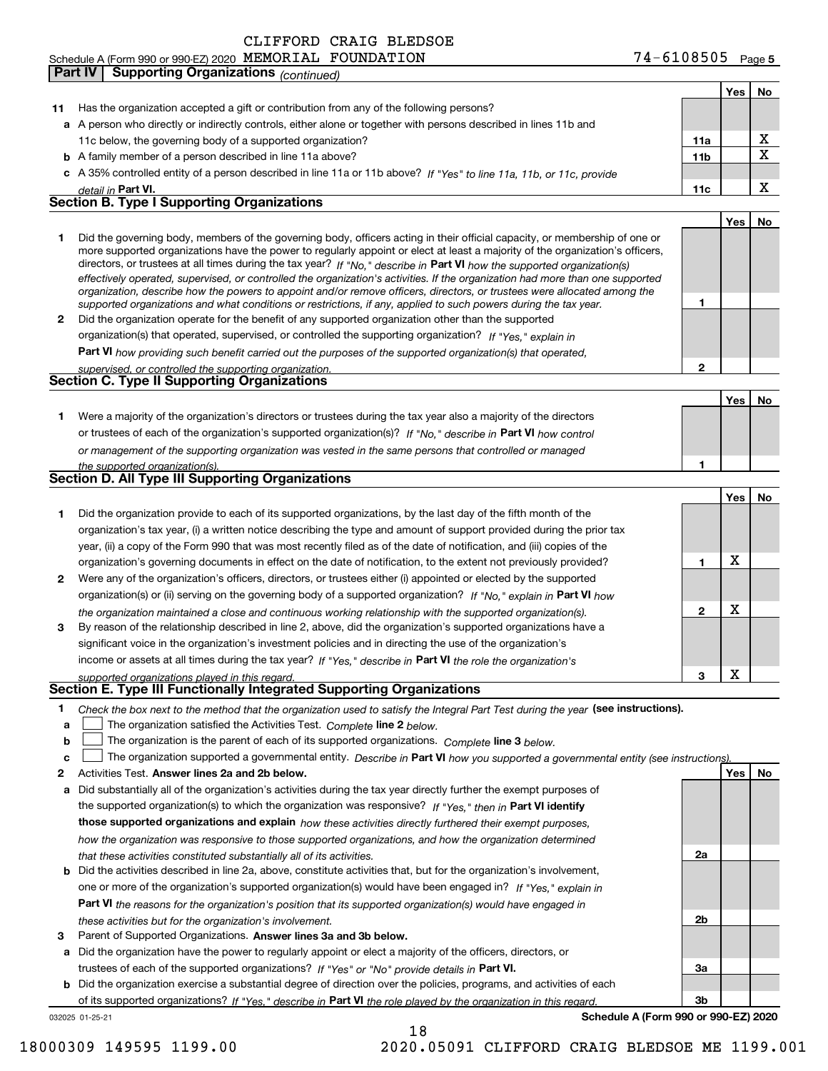CLIFFORD CRAIG BLEDSOE

Schedule A (Form 990 or 990-EZ) 2020 MEMORIAL FOUNDATION 74-6108505 Page 5

**Part IV Supporting Organizations** *(continued)*

| | | | Yes | No |
|---|---|---|---|---|
| **11** | Has the organization accepted a gift or contribution from any of the following persons? | | | |
| **a** | A person who directly or indirectly controls, either alone or together with persons described in lines 11b and 11c below, the governing body of a supported organization? | **11a** | | X |
| **b** | A family member of a person described in line 11a above? | **11b** | | X |
| **c** | A 35% controlled entity of a person described in line 11a or 11b above? *If "Yes" to line 11a, 11b, or 11c, provide detail in* **Part VI.** | **11c** | | X |

## Section B. Type I Supporting Organizations

| | | | Yes | No |
|---|---|---|---|---|
| **1** | Did the governing body, members of the governing body, officers acting in their official capacity, or membership of one or more supported organizations have the power to regularly appoint or elect at least a majority of the organization's officers, directors, or trustees at all times during the tax year? *If "No," describe in* **Part VI** *how the supported organization(s) effectively operated, supervised, or controlled the organization's activities. If the organization had more than one supported organization, describe how the powers to appoint and/or remove officers, directors, or trustees were allocated among the supported organizations and what conditions or restrictions, if any, applied to such powers during the tax year.* | **1** | | |
| **2** | Did the organization operate for the benefit of any supported organization other than the supported organization(s) that operated, supervised, or controlled the supporting organization? *If "Yes," explain in* **Part VI** *how providing such benefit carried out the purposes of the supported organization(s) that operated, supervised, or controlled the supporting organization.* | **2** | | |

## Section C. Type II Supporting Organizations

| | | | Yes | No |
|---|---|---|---|---|
| **1** | Were a majority of the organization's directors or trustees during the tax year also a majority of the directors or trustees of each of the organization's supported organization(s)? *If "No," describe in* **Part VI** *how control or management of the supporting organization was vested in the same persons that controlled or managed the supported organization(s).* | **1** | | |

## Section D. All Type III Supporting Organizations

| | | | Yes | No |
|---|---|---|---|---|
| **1** | Did the organization provide to each of its supported organizations, by the last day of the fifth month of the organization's tax year, (i) a written notice describing the type and amount of support provided during the prior tax year, (ii) a copy of the Form 990 that was most recently filed as of the date of notification, and (iii) copies of the organization's governing documents in effect on the date of notification, to the extent not previously provided? | **1** | X | |
| **2** | Were any of the organization's officers, directors, or trustees either (i) appointed or elected by the supported organization(s) or (ii) serving on the governing body of a supported organization? *If "No," explain in* **Part VI** *how the organization maintained a close and continuous working relationship with the supported organization(s).* | **2** | X | |
| **3** | By reason of the relationship described in line 2, above, did the organization's supported organizations have a significant voice in the organization's investment policies and in directing the use of the organization's income or assets at all times during the tax year? *If "Yes," describe in* **Part VI** *the role the organization's supported organizations played in this regard.* | **3** | X | |

## Section E. Type III Functionally Integrated Supporting Organizations

**1** *Check the box next to the method that the organization used to satisfy the Integral Part Test during the year* **(see instructions).**

- **a** ☐ The organization satisfied the Activities Test. *Complete* **line 2** *below.*
- **b** ☐ The organization is the parent of each of its supported organizations. *Complete* **line 3** *below.*
- **c** ☐ The organization supported a governmental entity. *Describe in* **Part VI** *how you supported a governmental entity (see instructions).*

| | | | Yes | No |
|---|---|---|---|---|
| **2** | Activities Test. **Answer lines 2a and 2b below.** | | | |
| **a** | Did substantially all of the organization's activities during the tax year directly further the exempt purposes of the supported organization(s) to which the organization was responsive? *If "Yes," then in* **Part VI identify those supported organizations and explain** *how these activities directly furthered their exempt purposes, how the organization was responsive to those supported organizations, and how the organization determined that these activities constituted substantially all of its activities.* | **2a** | | |
| **b** | Did the activities described in line 2a, above, constitute activities that, but for the organization's involvement, one or more of the organization's supported organization(s) would have been engaged in? *If "Yes," explain in* **Part VI** *the reasons for the organization's position that its supported organization(s) would have engaged in these activities but for the organization's involvement.* | **2b** | | |
| **3** | Parent of Supported Organizations. **Answer lines 3a and 3b below.** | | | |
| **a** | Did the organization have the power to regularly appoint or elect a majority of the officers, directors, or trustees of each of the supported organizations? *If "Yes" or "No" provide details in* **Part VI.** | **3a** | | |
| **b** | Did the organization exercise a substantial degree of direction over the policies, programs, and activities of each of its supported organizations? *If "Yes," describe in* **Part VI** *the role played by the organization in this regard.* | **3b** | | |

032025 01-25-21 **Schedule A (Form 990 or 990-EZ) 2020**

18000309 149595 1199.00 2020.05091 CLIFFORD CRAIG BLEDSOE ME 1199.001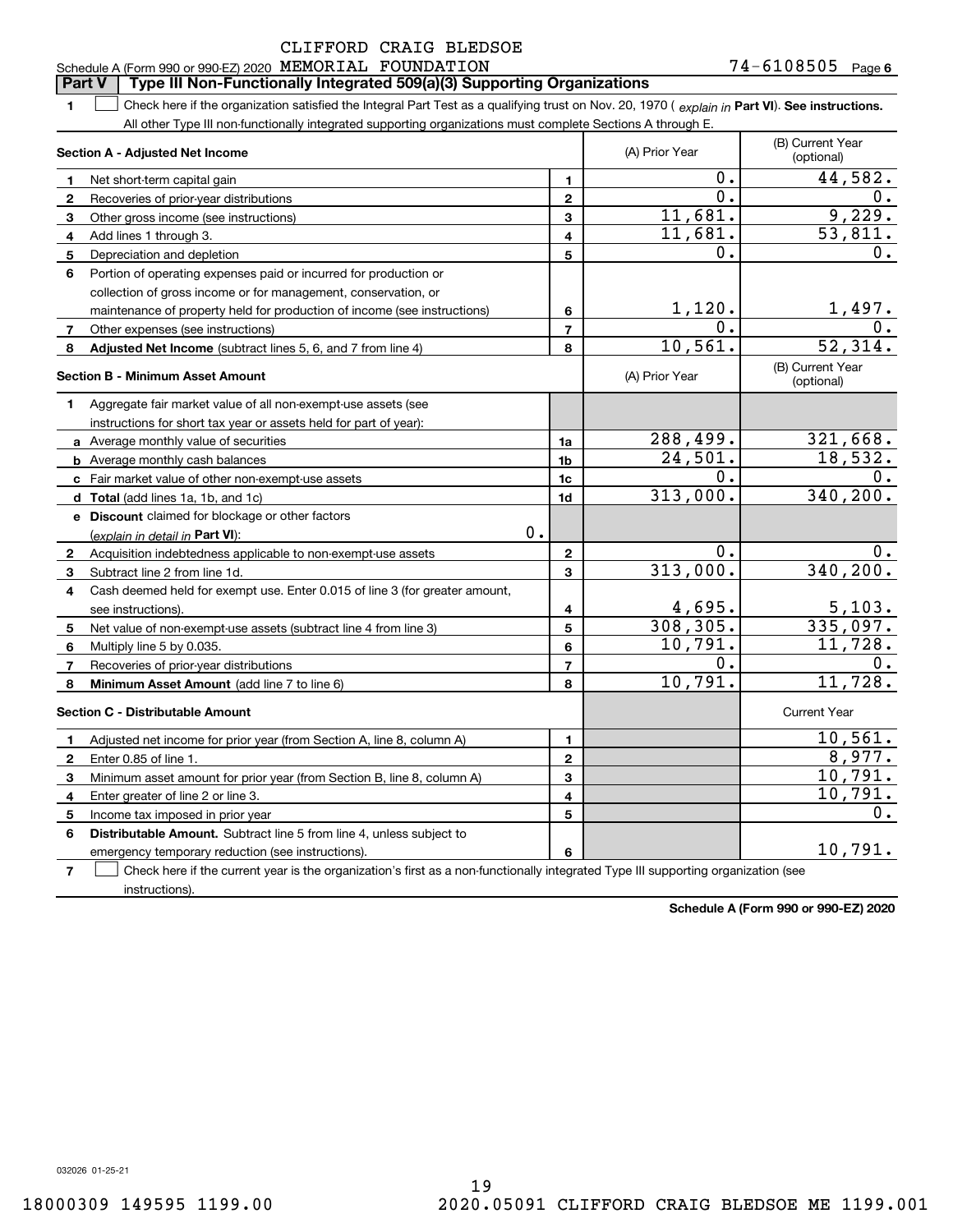Schedule A (Form 990 or 990-EZ) 2020 CLIFFORD CRAIG BLEDSOE MEMORIAL FOUNDATION 74-6108505 Page 6

**Part V Type III Non-Functionally Integrated 509(a)(3) Supporting Organizations**

1 ☐ Check here if the organization satisfied the Integral Part Test as a qualifying trust on Nov. 20, 1970 ( *explain in* **Part VI**). **See instructions.** All other Type III non-functionally integrated supporting organizations must complete Sections A through E.

| **Section A - Adjusted Net Income** | | | (A) Prior Year | (B) Current Year (optional) |
|---|---|---|---|---|
| 1 | Net short-term capital gain | 1 | 0. | 44,582. |
| 2 | Recoveries of prior-year distributions | 2 | 0. | 0. |
| 3 | Other gross income (see instructions) | 3 | 11,681. | 9,229. |
| 4 | Add lines 1 through 3. | 4 | 11,681. | 53,811. |
| 5 | Depreciation and depletion | 5 | 0. | 0. |
| 6 | Portion of operating expenses paid or incurred for production or collection of gross income or for management, conservation, or maintenance of property held for production of income (see instructions) | 6 | 1,120. | 1,497. |
| 7 | Other expenses (see instructions) | 7 | 0. | 0. |
| 8 | **Adjusted Net Income** (subtract lines 5, 6, and 7 from line 4) | 8 | 10,561. | 52,314. |

| **Section B - Minimum Asset Amount** | | | (A) Prior Year | (B) Current Year (optional) |
|---|---|---|---|---|
| 1 | Aggregate fair market value of all non-exempt-use assets (see instructions for short tax year or assets held for part of year): | | | |
| a | Average monthly value of securities | 1a | 288,499. | 321,668. |
| b | Average monthly cash balances | 1b | 24,501. | 18,532. |
| c | Fair market value of other non-exempt-use assets | 1c | 0. | 0. |
| d | **Total** (add lines 1a, 1b, and 1c) | 1d | 313,000. | 340,200. |
| e | **Discount** claimed for blockage or other factors (*explain in detail in* **Part VI**): 0. | | | |
| 2 | Acquisition indebtedness applicable to non-exempt-use assets | 2 | 0. | 0. |
| 3 | Subtract line 2 from line 1d. | 3 | 313,000. | 340,200. |
| 4 | Cash deemed held for exempt use. Enter 0.015 of line 3 (for greater amount, see instructions). | 4 | 4,695. | 5,103. |
| 5 | Net value of non-exempt-use assets (subtract line 4 from line 3) | 5 | 308,305. | 335,097. |
| 6 | Multiply line 5 by 0.035. | 6 | 10,791. | 11,728. |
| 7 | Recoveries of prior-year distributions | 7 | 0. | 0. |
| 8 | **Minimum Asset Amount** (add line 7 to line 6) | 8 | 10,791. | 11,728. |

| **Section C - Distributable Amount** | | | | Current Year |
|---|---|---|---|---|
| 1 | Adjusted net income for prior year (from Section A, line 8, column A) | 1 | | 10,561. |
| 2 | Enter 0.85 of line 1. | 2 | | 8,977. |
| 3 | Minimum asset amount for prior year (from Section B, line 8, column A) | 3 | | 10,791. |
| 4 | Enter greater of line 2 or line 3. | 4 | | 10,791. |
| 5 | Income tax imposed in prior year | 5 | | 0. |
| 6 | **Distributable Amount.** Subtract line 5 from line 4, unless subject to emergency temporary reduction (see instructions). | 6 | | 10,791. |

7 ☐ Check here if the current year is the organization's first as a non-functionally integrated Type III supporting organization (see instructions).

**Schedule A (Form 990 or 990-EZ) 2020**

032026 01-25-21

18000309 149595 1199.00 2020.05091 CLIFFORD CRAIG BLEDSOE ME 1199.001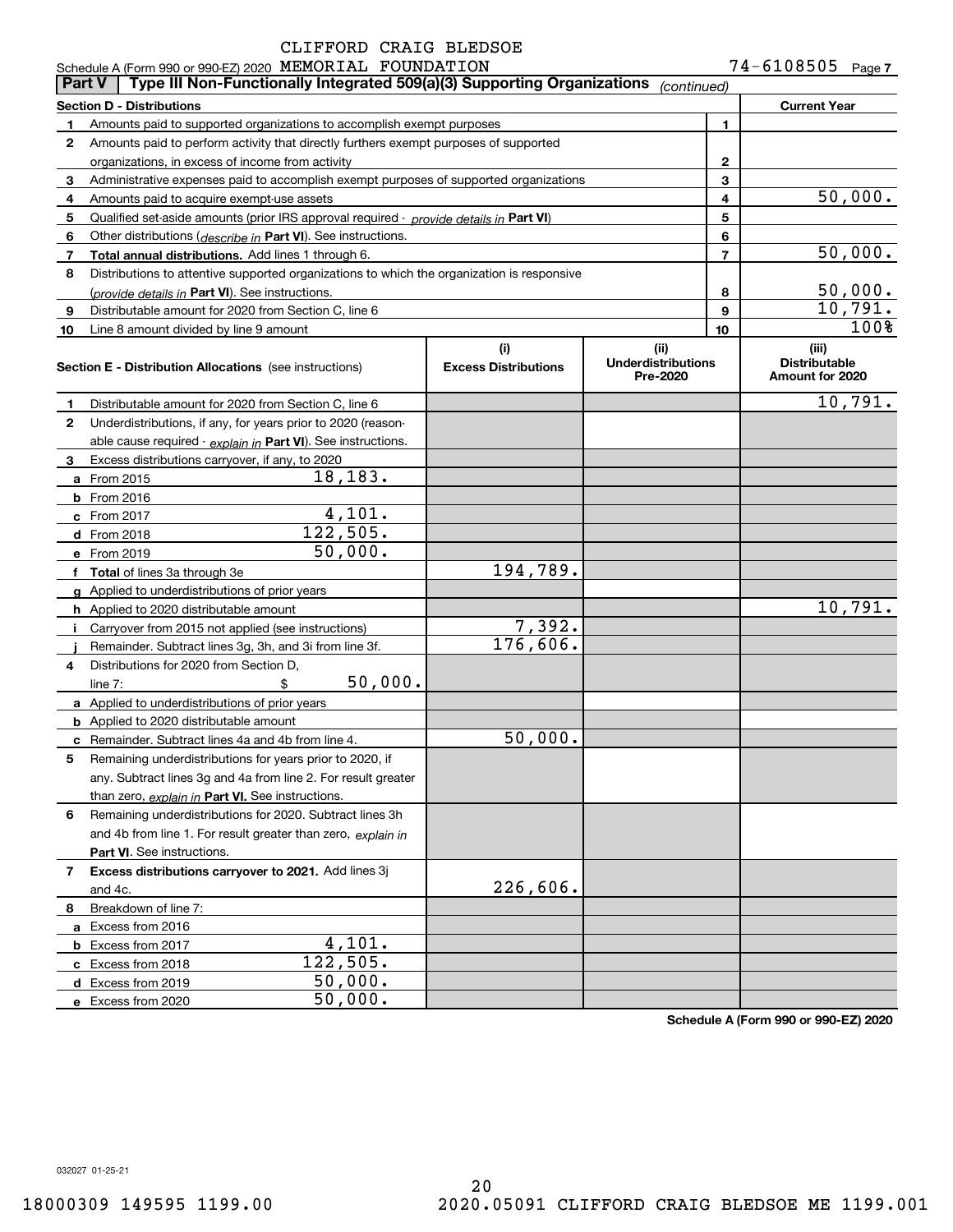CLIFFORD CRAIG BLEDSOE

Schedule A (Form 990 or 990-EZ) 2020 MEMORIAL FOUNDATION 74-6108505 Page 7

## Part V Type III Non-Functionally Integrated 509(a)(3) Supporting Organizations *(continued)*

| Section D - Distributions | | | Current Year |
|---|---|---|---|
| 1 | Amounts paid to supported organizations to accomplish exempt purposes | 1 | |
| 2 | Amounts paid to perform activity that directly furthers exempt purposes of supported organizations, in excess of income from activity | 2 | |
| 3 | Administrative expenses paid to accomplish exempt purposes of supported organizations | 3 | |
| 4 | Amounts paid to acquire exempt-use assets | 4 | 50,000. |
| 5 | Qualified set-aside amounts (prior IRS approval required - *provide details in* **Part VI**) | 5 | |
| 6 | Other distributions (*describe in* **Part VI**). See instructions. | 6 | |
| 7 | **Total annual distributions.** Add lines 1 through 6. | 7 | 50,000. |
| 8 | Distributions to attentive supported organizations to which the organization is responsive (*provide details in* **Part VI**). See instructions. | 8 | 50,000. |
| 9 | Distributable amount for 2020 from Section C, line 6 | 9 | 10,791. |
| 10 | Line 8 amount divided by line 9 amount | 10 | 100% |

| Section E - Distribution Allocations (see instructions) | (i) Excess Distributions | (ii) Underdistributions Pre-2020 | (iii) Distributable Amount for 2020 |
|---|---|---|---|
| **1** Distributable amount for 2020 from Section C, line 6 | | | 10,791. |
| **2** Underdistributions, if any, for years prior to 2020 (reasonable cause required - *explain in* **Part VI**). See instructions. | | | |
| **3** Excess distributions carryover, if any, to 2020 | | | |
| **a** From 2015 18,183. | | | |
| **b** From 2016 | | | |
| **c** From 2017 4,101. | | | |
| **d** From 2018 122,505. | | | |
| **e** From 2019 50,000. | | | |
| **f Total** of lines 3a through 3e | 194,789. | | |
| **g** Applied to underdistributions of prior years | | | |
| **h** Applied to 2020 distributable amount | | | 10,791. |
| **i** Carryover from 2015 not applied (see instructions) | 7,392. | | |
| **j** Remainder. Subtract lines 3g, 3h, and 3i from line 3f. | 176,606. | | |
| **4** Distributions for 2020 from Section D, line 7: $ 50,000. | | | |
| **a** Applied to underdistributions of prior years | | | |
| **b** Applied to 2020 distributable amount | | | |
| **c** Remainder. Subtract lines 4a and 4b from line 4. | 50,000. | | |
| **5** Remaining underdistributions for years prior to 2020, if any. Subtract lines 3g and 4a from line 2. For result greater than zero, *explain in* **Part VI.** See instructions. | | | |
| **6** Remaining underdistributions for 2020. Subtract lines 3h and 4b from line 1. For result greater than zero, *explain in* **Part VI**. See instructions. | | | |
| **7 Excess distributions carryover to 2021.** Add lines 3j and 4c. | 226,606. | | |
| **8** Breakdown of line 7: | | | |
| **a** Excess from 2016 | | | |
| **b** Excess from 2017 4,101. | | | |
| **c** Excess from 2018 122,505. | | | |
| **d** Excess from 2019 50,000. | | | |
| **e** Excess from 2020 50,000. | | | |

**Schedule A (Form 990 or 990-EZ) 2020**

032027 01-25-21

18000309 149595 1199.00 2020.05091 CLIFFORD CRAIG BLEDSOE ME 1199.001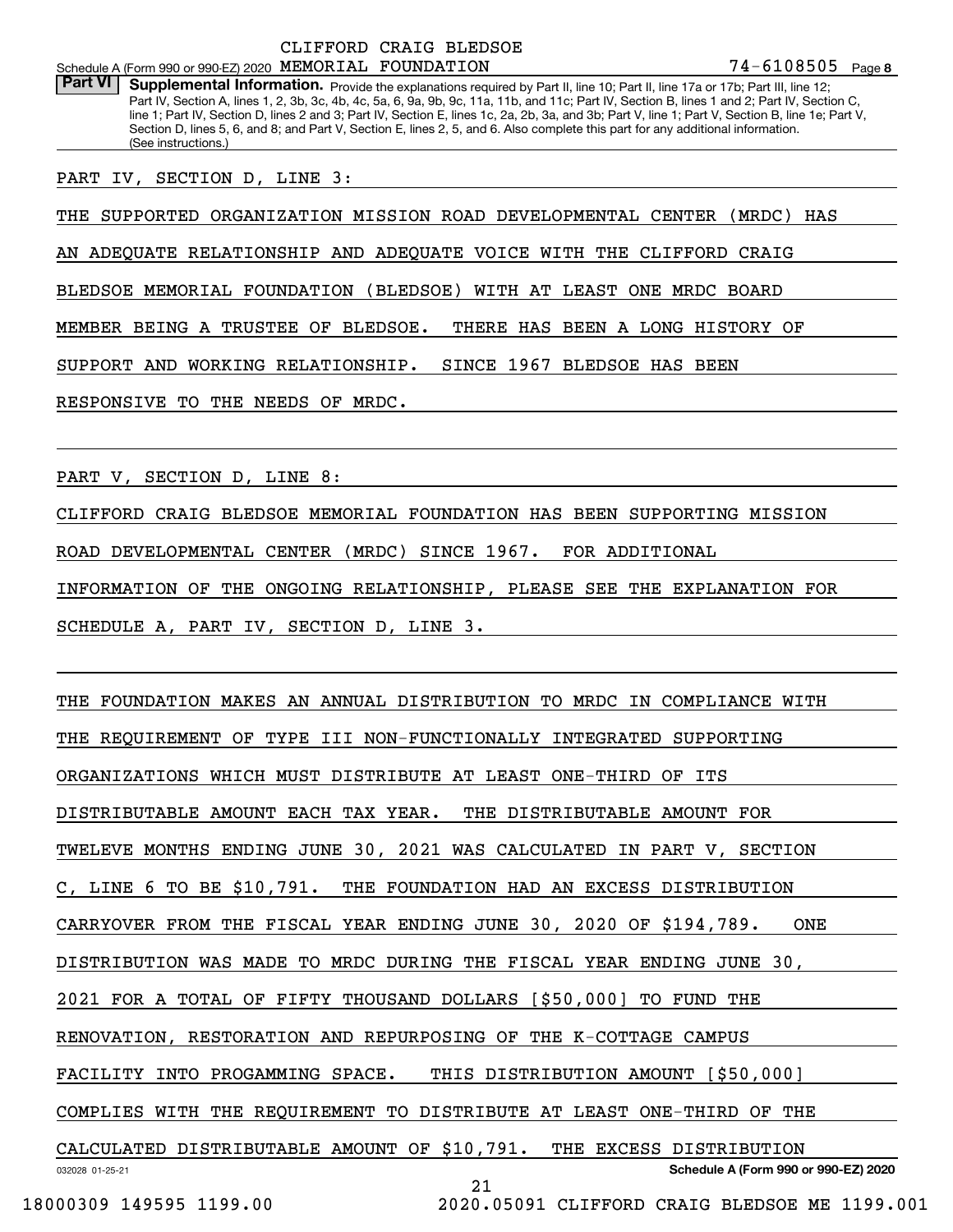CLIFFORD CRAIG BLEDSOE

Schedule A (Form 990 or 990-EZ) 2020 MEMORIAL FOUNDATION 74-6108505 Page **8**

**Part VI** **Supplemental Information.** Provide the explanations required by Part II, line 10; Part II, line 17a or 17b; Part III, line 12; Part IV, Section A, lines 1, 2, 3b, 3c, 4b, 4c, 5a, 6, 9a, 9b, 9c, 11a, 11b, and 11c; Part IV, Section B, lines 1 and 2; Part IV, Section C, line 1; Part IV, Section D, lines 2 and 3; Part IV, Section E, lines 1c, 2a, 2b, 3a, and 3b; Part V, line 1; Part V, Section B, line 1e; Part V, Section D, lines 5, 6, and 8; and Part V, Section E, lines 2, 5, and 6. Also complete this part for any additional information. (See instructions.)

PART IV, SECTION D, LINE 3:

THE SUPPORTED ORGANIZATION MISSION ROAD DEVELOPMENTAL CENTER (MRDC) HAS AN ADEQUATE RELATIONSHIP AND ADEQUATE VOICE WITH THE CLIFFORD CRAIG BLEDSOE MEMORIAL FOUNDATION (BLEDSOE) WITH AT LEAST ONE MRDC BOARD MEMBER BEING A TRUSTEE OF BLEDSOE. THERE HAS BEEN A LONG HISTORY OF SUPPORT AND WORKING RELATIONSHIP. SINCE 1967 BLEDSOE HAS BEEN RESPONSIVE TO THE NEEDS OF MRDC.

PART V, SECTION D, LINE 8:

CLIFFORD CRAIG BLEDSOE MEMORIAL FOUNDATION HAS BEEN SUPPORTING MISSION ROAD DEVELOPMENTAL CENTER (MRDC) SINCE 1967. FOR ADDITIONAL INFORMATION OF THE ONGOING RELATIONSHIP, PLEASE SEE THE EXPLANATION FOR SCHEDULE A, PART IV, SECTION D, LINE 3.

THE FOUNDATION MAKES AN ANNUAL DISTRIBUTION TO MRDC IN COMPLIANCE WITH THE REQUIREMENT OF TYPE III NON-FUNCTIONALLY INTEGRATED SUPPORTING ORGANIZATIONS WHICH MUST DISTRIBUTE AT LEAST ONE-THIRD OF ITS DISTRIBUTABLE AMOUNT EACH TAX YEAR. THE DISTRIBUTABLE AMOUNT FOR TWELEVE MONTHS ENDING JUNE 30, 2021 WAS CALCULATED IN PART V, SECTION C, LINE 6 TO BE $10,791. THE FOUNDATION HAD AN EXCESS DISTRIBUTION CARRYOVER FROM THE FISCAL YEAR ENDING JUNE 30, 2020 OF $194,789. ONE DISTRIBUTION WAS MADE TO MRDC DURING THE FISCAL YEAR ENDING JUNE 30, 2021 FOR A TOTAL OF FIFTY THOUSAND DOLLARS [$50,000] TO FUND THE RENOVATION, RESTORATION AND REPURPOSING OF THE K-COTTAGE CAMPUS FACILITY INTO PROGAMMING SPACE. THIS DISTRIBUTION AMOUNT [$50,000] COMPLIES WITH THE REQUIREMENT TO DISTRIBUTE AT LEAST ONE-THIRD OF THE CALCULATED DISTRIBUTABLE AMOUNT OF $10,791. THE EXCESS DISTRIBUTION

032028 01-25-21 **Schedule A (Form 990 or 990-EZ) 2020**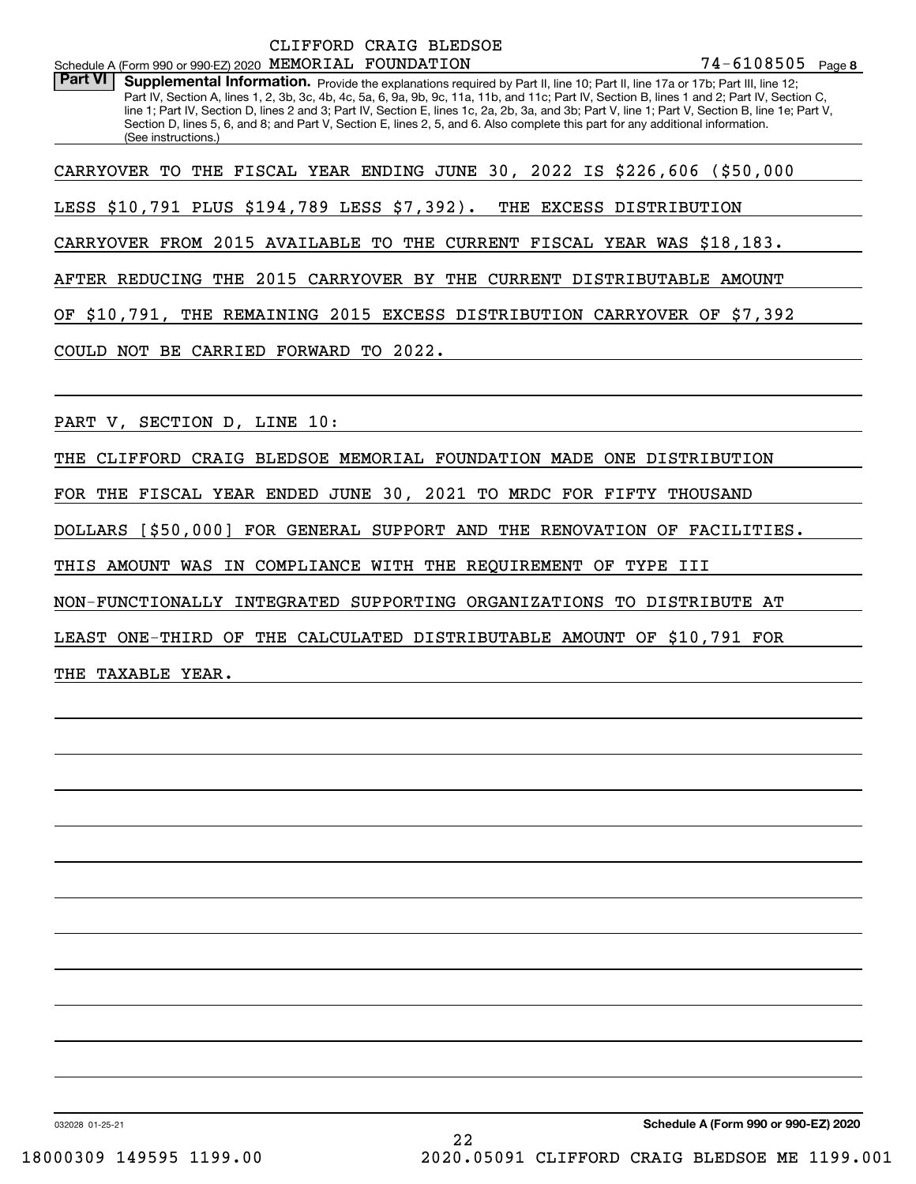CLIFFORD CRAIG BLEDSOE

Schedule A (Form 990 or 990-EZ) 2020 MEMORIAL FOUNDATION 74-6108505 Page 8

**Part VI** **Supplemental Information.** Provide the explanations required by Part II, line 10; Part II, line 17a or 17b; Part III, line 12; Part IV, Section A, lines 1, 2, 3b, 3c, 4b, 4c, 5a, 6, 9a, 9b, 9c, 11a, 11b, and 11c; Part IV, Section B, lines 1 and 2; Part IV, Section C, line 1; Part IV, Section D, lines 2 and 3; Part IV, Section E, lines 1c, 2a, 2b, 3a, and 3b; Part V, line 1; Part V, Section B, line 1e; Part V, Section D, lines 5, 6, and 8; and Part V, Section E, lines 2, 5, and 6. Also complete this part for any additional information. (See instructions.)

CARRYOVER TO THE FISCAL YEAR ENDING JUNE 30, 2022 IS $226,606 ($50,000 LESS $10,791 PLUS $194,789 LESS $7,392). THE EXCESS DISTRIBUTION CARRYOVER FROM 2015 AVAILABLE TO THE CURRENT FISCAL YEAR WAS $18,183. AFTER REDUCING THE 2015 CARRYOVER BY THE CURRENT DISTRIBUTABLE AMOUNT OF $10,791, THE REMAINING 2015 EXCESS DISTRIBUTION CARRYOVER OF $7,392 COULD NOT BE CARRIED FORWARD TO 2022.

PART V, SECTION D, LINE 10:

THE CLIFFORD CRAIG BLEDSOE MEMORIAL FOUNDATION MADE ONE DISTRIBUTION FOR THE FISCAL YEAR ENDED JUNE 30, 2021 TO MRDC FOR FIFTY THOUSAND DOLLARS [$50,000] FOR GENERAL SUPPORT AND THE RENOVATION OF FACILITIES. THIS AMOUNT WAS IN COMPLIANCE WITH THE REQUIREMENT OF TYPE III NON-FUNCTIONALLY INTEGRATED SUPPORTING ORGANIZATIONS TO DISTRIBUTE AT LEAST ONE-THIRD OF THE CALCULATED DISTRIBUTABLE AMOUNT OF $10,791 FOR THE TAXABLE YEAR.

032028 01-25-21 **Schedule A (Form 990 or 990-EZ) 2020**

18000309 149595 1199.00 2020.05091 CLIFFORD CRAIG BLEDSOE ME 1199.001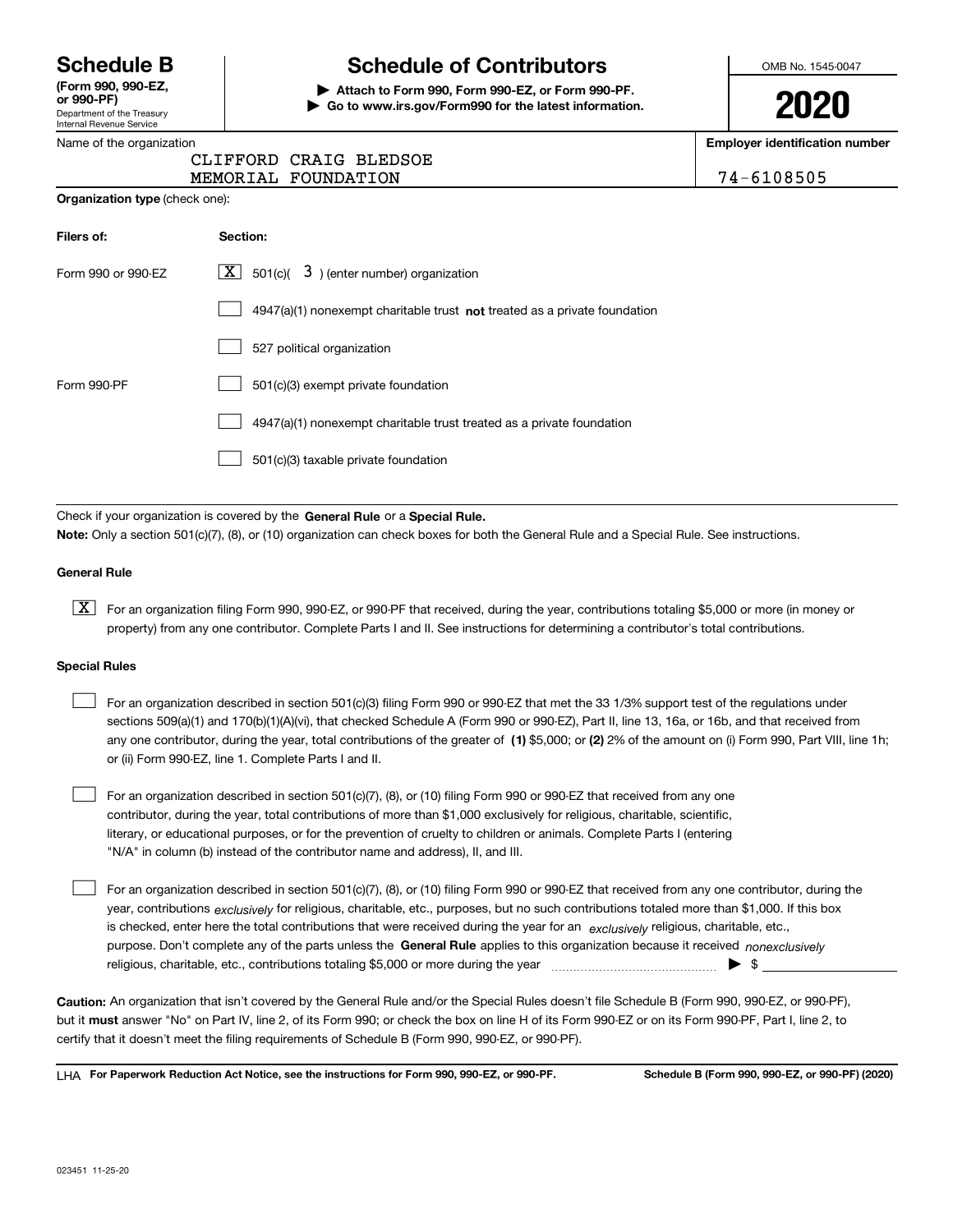# Schedule B

**(Form 990, 990-EZ, or 990-PF)**

Department of the Treasury
Internal Revenue Service

## Schedule of Contributors

**▶ Attach to Form 990, Form 990-EZ, or Form 990-PF.**
**▶ Go to www.irs.gov/Form990 for the latest information.**

OMB No. 1545-0047

**2020**

Name of the organization: CLIFFORD CRAIG BLEDSOE MEMORIAL FOUNDATION

**Employer identification number:** 74-6108505

**Organization type** (check one):

| **Filers of:** | **Section:** |
|---|---|
| Form 990 or 990-EZ | [X] 501(c)( 3 ) (enter number) organization |
| | [ ] 4947(a)(1) nonexempt charitable trust **not** treated as a private foundation |
| | [ ] 527 political organization |
| Form 990-PF | [ ] 501(c)(3) exempt private foundation |
| | [ ] 4947(a)(1) nonexempt charitable trust treated as a private foundation |
| | [ ] 501(c)(3) taxable private foundation |

Check if your organization is covered by the **General Rule** or a **Special Rule.**

**Note:** Only a section 501(c)(7), (8), or (10) organization can check boxes for both the General Rule and a Special Rule. See instructions.

### General Rule

[X] For an organization filing Form 990, 990-EZ, or 990-PF that received, during the year, contributions totaling $5,000 or more (in money or property) from any one contributor. Complete Parts I and II. See instructions for determining a contributor's total contributions.

### Special Rules

[ ] For an organization described in section 501(c)(3) filing Form 990 or 990-EZ that met the 33 1/3% support test of the regulations under sections 509(a)(1) and 170(b)(1)(A)(vi), that checked Schedule A (Form 990 or 990-EZ), Part II, line 13, 16a, or 16b, and that received from any one contributor, during the year, total contributions of the greater of **(1)** $5,000; or **(2)** 2% of the amount on (i) Form 990, Part VIII, line 1h; or (ii) Form 990-EZ, line 1. Complete Parts I and II.

[ ] For an organization described in section 501(c)(7), (8), or (10) filing Form 990 or 990-EZ that received from any one contributor, during the year, total contributions of more than $1,000 exclusively for religious, charitable, scientific, literary, or educational purposes, or for the prevention of cruelty to children or animals. Complete Parts I (entering "N/A" in column (b) instead of the contributor name and address), II, and III.

[ ] For an organization described in section 501(c)(7), (8), or (10) filing Form 990 or 990-EZ that received from any one contributor, during the year, contributions *exclusively* for religious, charitable, etc., purposes, but no such contributions totaled more than $1,000. If this box is checked, enter here the total contributions that were received during the year for an *exclusively* religious, charitable, etc., purpose. Don't complete any of the parts unless the **General Rule** applies to this organization because it received *nonexclusively* religious, charitable, etc., contributions totaling $5,000 or more during the year ▶ $ ____________

**Caution:** An organization that isn't covered by the General Rule and/or the Special Rules doesn't file Schedule B (Form 990, 990-EZ, or 990-PF), but it **must** answer "No" on Part IV, line 2, of its Form 990; or check the box on line H of its Form 990-EZ or on its Form 990-PF, Part I, line 2, to certify that it doesn't meet the filing requirements of Schedule B (Form 990, 990-EZ, or 990-PF).

LHA **For Paperwork Reduction Act Notice, see the instructions for Form 990, 990-EZ, or 990-PF.** **Schedule B (Form 990, 990-EZ, or 990-PF) (2020)**

023451 11-25-20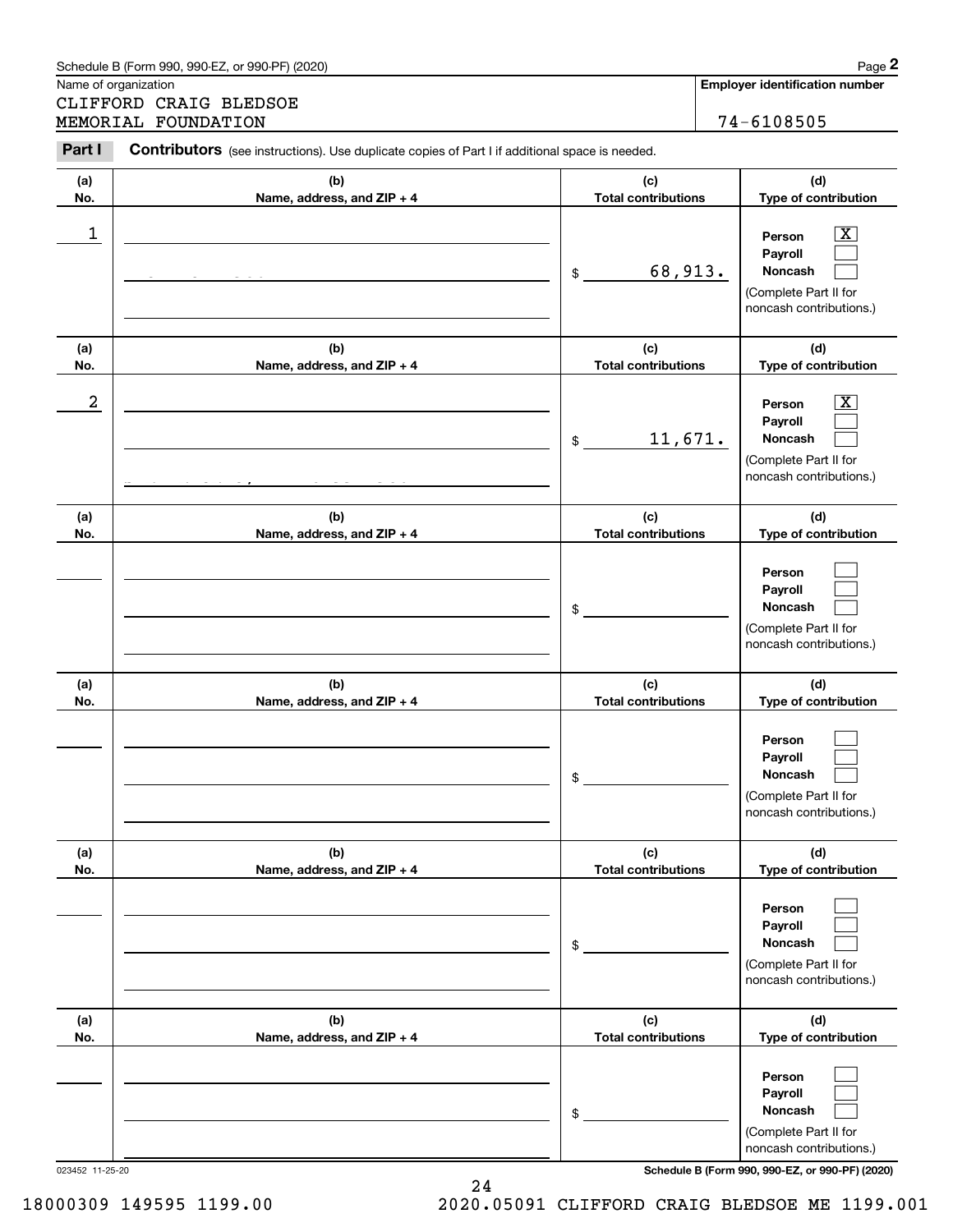Schedule B (Form 990, 990-EZ, or 990-PF) (2020)

Name of organization: CLIFFORD CRAIG BLEDSOE MEMORIAL FOUNDATION

Employer identification number: 74-6108505

**Part I** **Contributors** (see instructions). Use duplicate copies of Part I if additional space is needed.

| (a) No. | (b) Name, address, and ZIP + 4 | (c) Total contributions | (d) Type of contribution |
|---|---|---|---|
| 1 | | $ 68,913. | Person [X] Payroll [ ] Noncash [ ] (Complete Part II for noncash contributions.) |
| 2 | | $ 11,671. | Person [X] Payroll [ ] Noncash [ ] (Complete Part II for noncash contributions.) |
| | | $ | Person [ ] Payroll [ ] Noncash [ ] (Complete Part II for noncash contributions.) |
| | | $ | Person [ ] Payroll [ ] Noncash [ ] (Complete Part II for noncash contributions.) |
| | | $ | Person [ ] Payroll [ ] Noncash [ ] (Complete Part II for noncash contributions.) |
| | | $ | Person [ ] Payroll [ ] Noncash [ ] (Complete Part II for noncash contributions.) |

023452 11-25-20

Schedule B (Form 990, 990-EZ, or 990-PF) (2020)

18000309 149595 1199.00 2020.05091 CLIFFORD CRAIG BLEDSOE ME 1199.001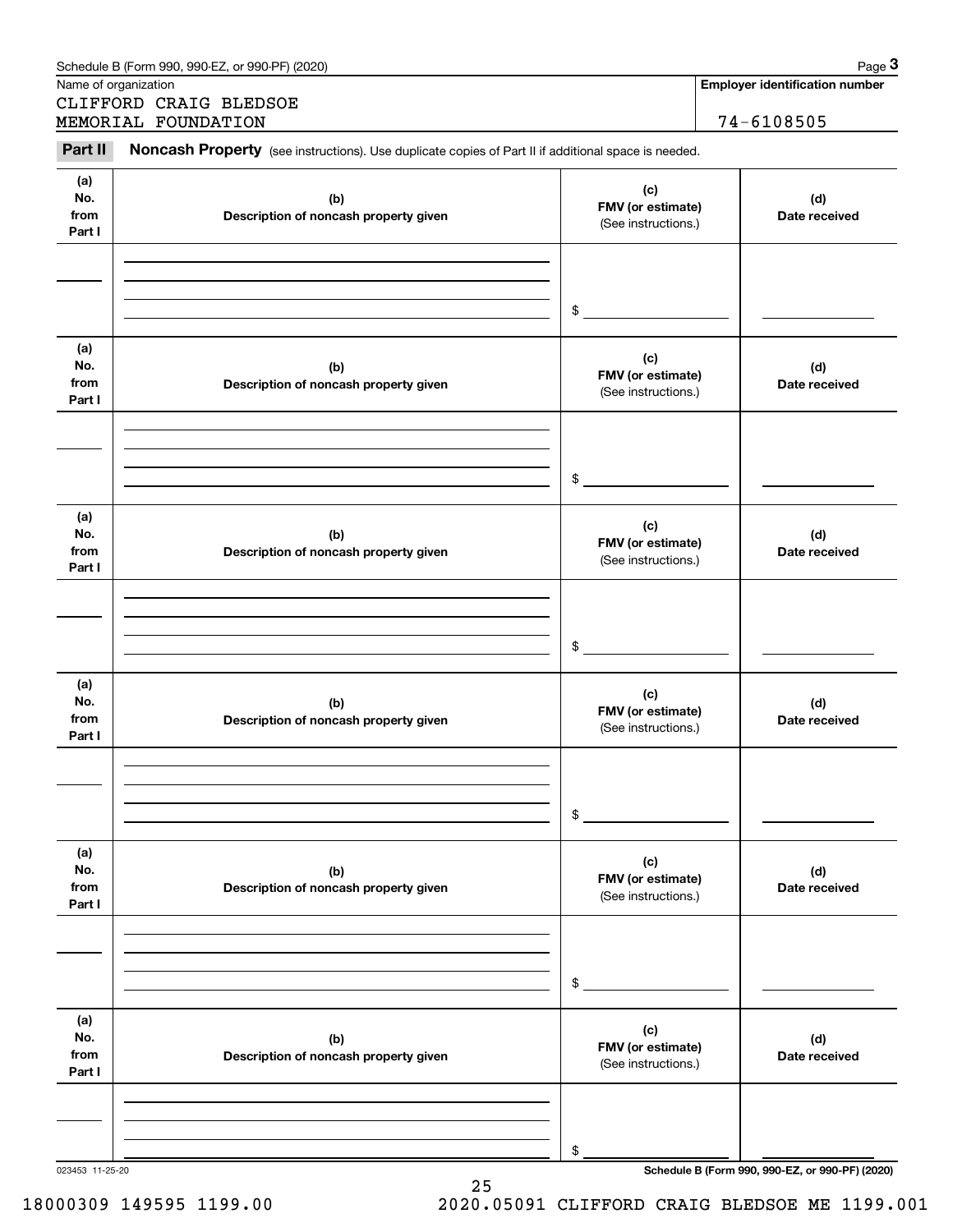Schedule B (Form 990, 990-EZ, or 990-PF) (2020)

Name of organization: CLIFFORD CRAIG BLEDSOE MEMORIAL FOUNDATION

Employer identification number: 74-6108505

**Part II** **Noncash Property** (see instructions). Use duplicate copies of Part II if additional space is needed.

| (a) No. from Part I | (b) Description of noncash property given | (c) FMV (or estimate) (See instructions.) | (d) Date received |
|---|---|---|---|
| | | $ | |
| | | $ | |
| | | $ | |
| | | $ | |
| | | $ | |
| | | $ | |

023453 11-25-20

Schedule B (Form 990, 990-EZ, or 990-PF) (2020)

18000309 149595 1199.00 2020.05091 CLIFFORD CRAIG BLEDSOE ME 1199.001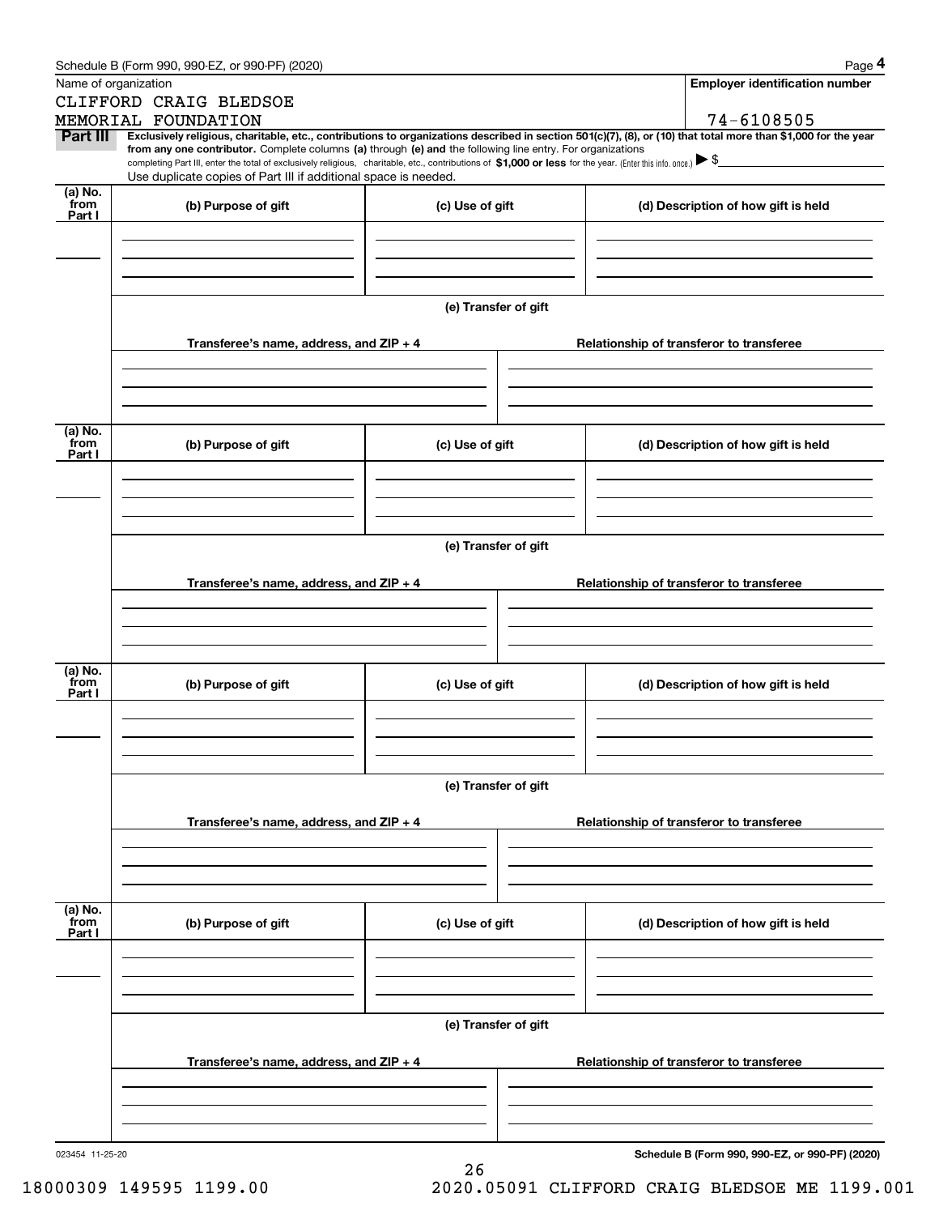Schedule B (Form 990, 990-EZ, or 990-PF) (2020)

Name of organization

CLIFFORD CRAIG BLEDSOE MEMORIAL FOUNDATION

**Employer identification number**

74-6108505

**Part III** **Exclusively religious, charitable, etc., contributions to organizations described in section 501(c)(7), (8), or (10) that total more than $1,000 for the year from any one contributor.** Complete columns **(a)** through **(e) and** the following line entry. For organizations completing Part III, enter the total of exclusively religious, charitable, etc., contributions of **$1,000 or less** for the year. (Enter this info. once.) ▶ $

Use duplicate copies of Part III if additional space is needed.

| (a) No. from Part I | (b) Purpose of gift | (c) Use of gift | (d) Description of how gift is held |
|---|---|---|---|
| | | | |

**(e) Transfer of gift**

| Transferee's name, address, and ZIP + 4 | Relationship of transferor to transferee |
|---|---|
| | |

| (a) No. from Part I | (b) Purpose of gift | (c) Use of gift | (d) Description of how gift is held |
|---|---|---|---|
| | | | |

**(e) Transfer of gift**

| Transferee's name, address, and ZIP + 4 | Relationship of transferor to transferee |
|---|---|
| | |

| (a) No. from Part I | (b) Purpose of gift | (c) Use of gift | (d) Description of how gift is held |
|---|---|---|---|
| | | | |

**(e) Transfer of gift**

| Transferee's name, address, and ZIP + 4 | Relationship of transferor to transferee |
|---|---|
| | |

| (a) No. from Part I | (b) Purpose of gift | (c) Use of gift | (d) Description of how gift is held |
|---|---|---|---|
| | | | |

**(e) Transfer of gift**

| Transferee's name, address, and ZIP + 4 | Relationship of transferor to transferee |
|---|---|
| | |

023454 11-25-20

**Schedule B (Form 990, 990-EZ, or 990-PF) (2020)**

18000309 149595 1199.00 2020.05091 CLIFFORD CRAIG BLEDSOE ME 1199.001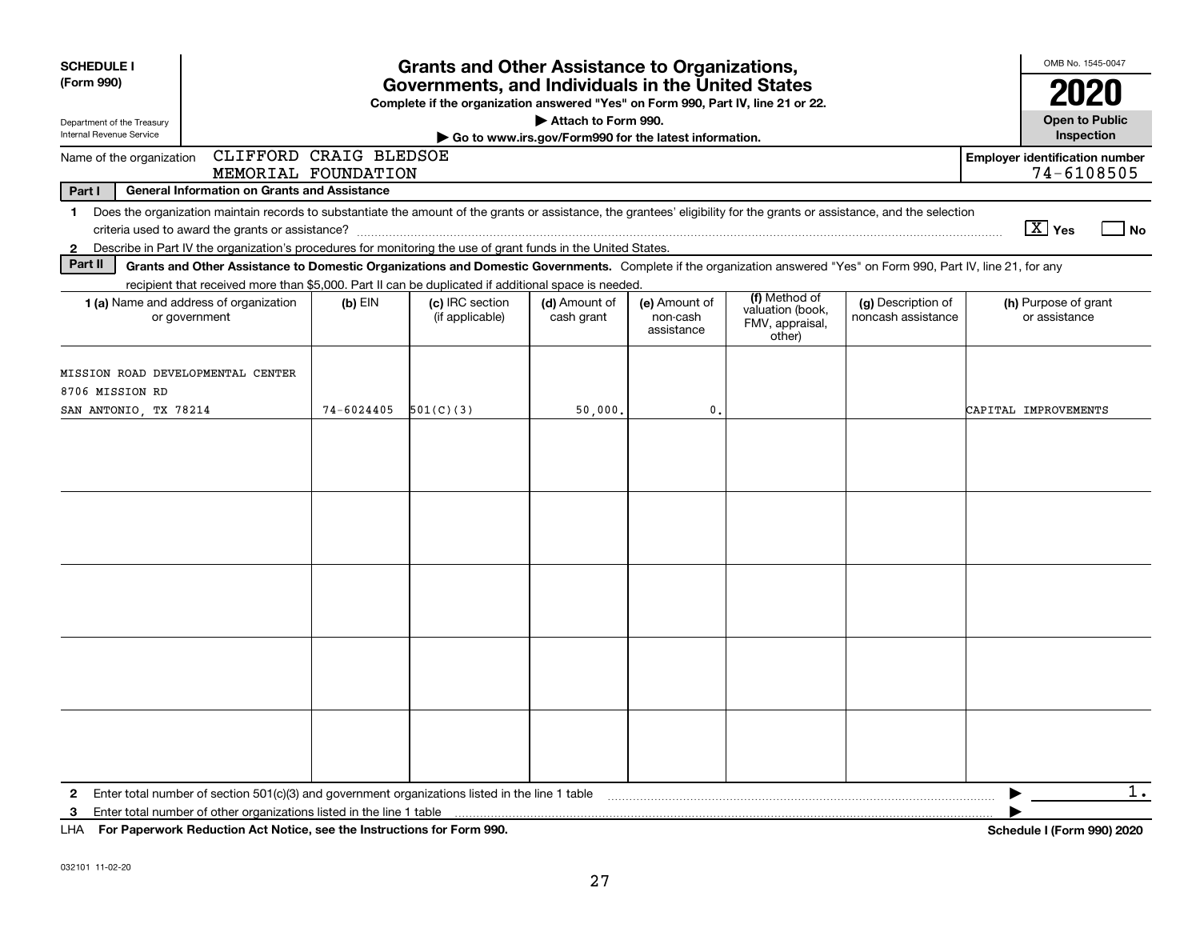**SCHEDULE I (Form 990)**

Department of the Treasury
Internal Revenue Service

# Grants and Other Assistance to Organizations, Governments, and Individuals in the United States

**Complete if the organization answered "Yes" on Form 990, Part IV, line 21 or 22.**

▶ Attach to Form 990.

▶ Go to www.irs.gov/Form990 for the latest information.

OMB No. 1545-0047

**2020**

**Open to Public Inspection**

Name of the organization: CLIFFORD CRAIG BLEDSOE MEMORIAL FOUNDATION

**Employer identification number** 74-6108505

**Part I — General Information on Grants and Assistance**

1 Does the organization maintain records to substantiate the amount of the grants or assistance, the grantees' eligibility for the grants or assistance, and the selection criteria used to award the grants or assistance? [X] Yes [ ] No

2 Describe in Part IV the organization's procedures for monitoring the use of grant funds in the United States.

**Part II — Grants and Other Assistance to Domestic Organizations and Domestic Governments.** Complete if the organization answered "Yes" on Form 990, Part IV, line 21, for any recipient that received more than $5,000. Part II can be duplicated if additional space is needed.

| 1 (a) Name and address of organization or government | (b) EIN | (c) IRC section (if applicable) | (d) Amount of cash grant | (e) Amount of non-cash assistance | (f) Method of valuation (book, FMV, appraisal, other) | (g) Description of noncash assistance | (h) Purpose of grant or assistance |
|---|---|---|---|---|---|---|---|
| MISSION ROAD DEVELOPMENTAL CENTER<br>8706 MISSION RD<br>SAN ANTONIO, TX 78214 | 74-6024405 | 501(C)(3) | 50,000. | 0. | | | CAPITAL IMPROVEMENTS |
| | | | | | | | |
| | | | | | | | |
| | | | | | | | |
| | | | | | | | |
| | | | | | | | |

2 Enter total number of section 501(c)(3) and government organizations listed in the line 1 table ▶ 1.

3 Enter total number of other organizations listed in the line 1 table ▶

LHA **For Paperwork Reduction Act Notice, see the Instructions for Form 990.** **Schedule I (Form 990) 2020**

032101 11-02-20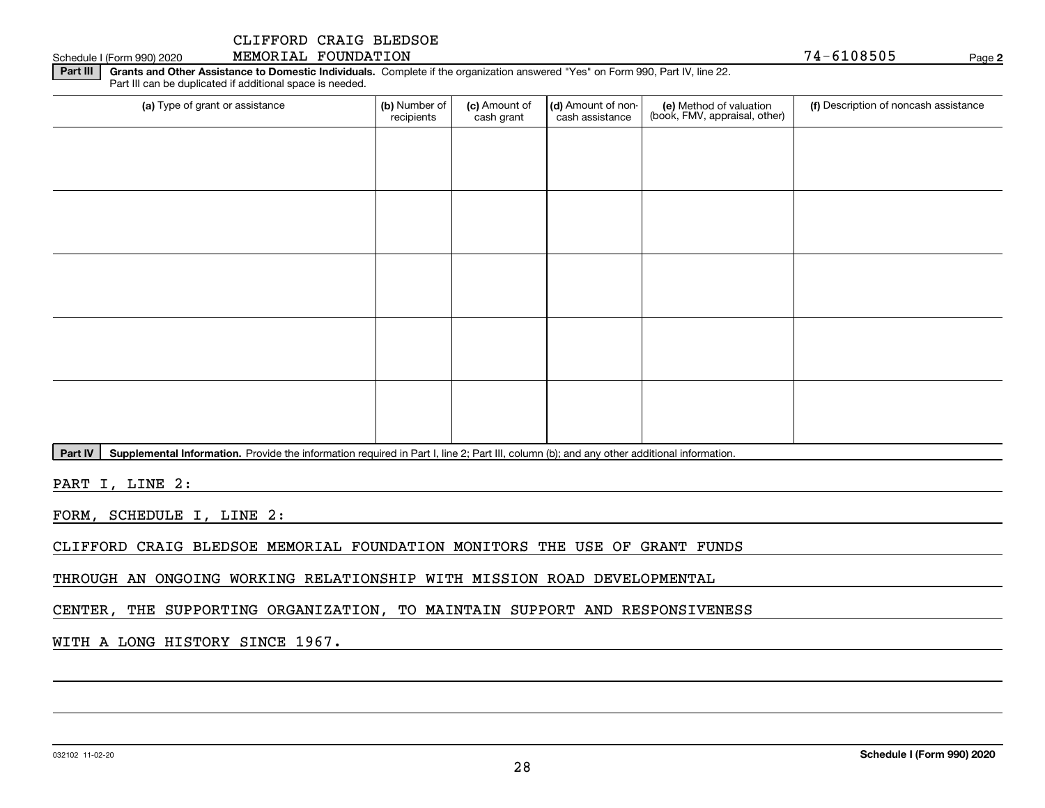CLIFFORD CRAIG BLEDSOE MEMORIAL FOUNDATION

74-6108505

## Part III Grants and Other Assistance to Domestic Individuals.

Complete if the organization answered "Yes" on Form 990, Part IV, line 22. Part III can be duplicated if additional space is needed.

| (a) Type of grant or assistance | (b) Number of recipients | (c) Amount of cash grant | (d) Amount of non-cash assistance | (e) Method of valuation (book, FMV, appraisal, other) | (f) Description of noncash assistance |
|---|---|---|---|---|---|
| | | | | | |
| | | | | | |
| | | | | | |
| | | | | | |
| | | | | | |

## Part IV Supplemental Information.

Provide the information required in Part I, line 2; Part III, column (b); and any other additional information.

PART I, LINE 2:

FORM, SCHEDULE I, LINE 2:

CLIFFORD CRAIG BLEDSOE MEMORIAL FOUNDATION MONITORS THE USE OF GRANT FUNDS THROUGH AN ONGOING WORKING RELATIONSHIP WITH MISSION ROAD DEVELOPMENTAL CENTER, THE SUPPORTING ORGANIZATION, TO MAINTAIN SUPPORT AND RESPONSIVENESS WITH A LONG HISTORY SINCE 1967.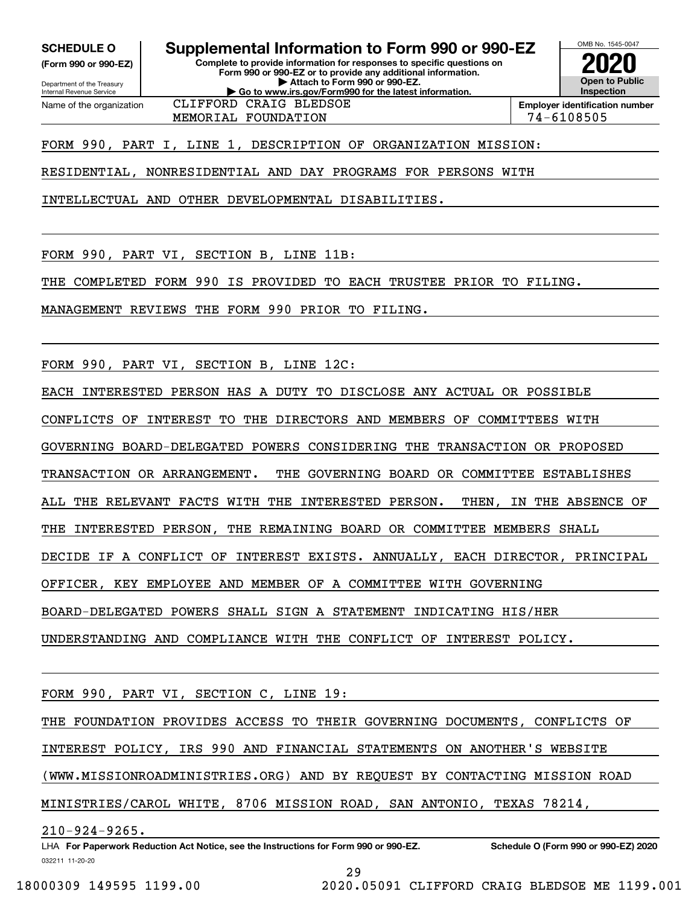**SCHEDULE O**
**(Form 990 or 990-EZ)**

Department of the Treasury
Internal Revenue Service

# Supplemental Information to Form 990 or 990-EZ

**Complete to provide information for responses to specific questions on Form 990 or 990-EZ or to provide any additional information.**
**▶ Attach to Form 990 or 990-EZ.**
**▶ Go to www.irs.gov/Form990 for the latest information.**

OMB No. 1545-0047
**2020**
**Open to Public Inspection**

Name of the organization: CLIFFORD CRAIG BLEDSOE MEMORIAL FOUNDATION

**Employer identification number** 74-6108505

FORM 990, PART I, LINE 1, DESCRIPTION OF ORGANIZATION MISSION:

RESIDENTIAL, NONRESIDENTIAL AND DAY PROGRAMS FOR PERSONS WITH INTELLECTUAL AND OTHER DEVELOPMENTAL DISABILITIES.

FORM 990, PART VI, SECTION B, LINE 11B:

THE COMPLETED FORM 990 IS PROVIDED TO EACH TRUSTEE PRIOR TO FILING. MANAGEMENT REVIEWS THE FORM 990 PRIOR TO FILING.

FORM 990, PART VI, SECTION B, LINE 12C:

EACH INTERESTED PERSON HAS A DUTY TO DISCLOSE ANY ACTUAL OR POSSIBLE CONFLICTS OF INTEREST TO THE DIRECTORS AND MEMBERS OF COMMITTEES WITH GOVERNING BOARD-DELEGATED POWERS CONSIDERING THE TRANSACTION OR PROPOSED TRANSACTION OR ARRANGEMENT. THE GOVERNING BOARD OR COMMITTEE ESTABLISHES ALL THE RELEVANT FACTS WITH THE INTERESTED PERSON. THEN, IN THE ABSENCE OF THE INTERESTED PERSON, THE REMAINING BOARD OR COMMITTEE MEMBERS SHALL DECIDE IF A CONFLICT OF INTEREST EXISTS. ANNUALLY, EACH DIRECTOR, PRINCIPAL OFFICER, KEY EMPLOYEE AND MEMBER OF A COMMITTEE WITH GOVERNING BOARD-DELEGATED POWERS SHALL SIGN A STATEMENT INDICATING HIS/HER UNDERSTANDING AND COMPLIANCE WITH THE CONFLICT OF INTEREST POLICY.

FORM 990, PART VI, SECTION C, LINE 19:

THE FOUNDATION PROVIDES ACCESS TO THEIR GOVERNING DOCUMENTS, CONFLICTS OF INTEREST POLICY, IRS 990 AND FINANCIAL STATEMENTS ON ANOTHER'S WEBSITE (WWW.MISSIONROADMINISTRIES.ORG) AND BY REQUEST BY CONTACTING MISSION ROAD MINISTRIES/CAROL WHITE, 8706 MISSION ROAD, SAN ANTONIO, TEXAS 78214, 210-924-9265.

LHA **For Paperwork Reduction Act Notice, see the Instructions for Form 990 or 990-EZ.** **Schedule O (Form 990 or 990-EZ) 2020**

032211 11-20-20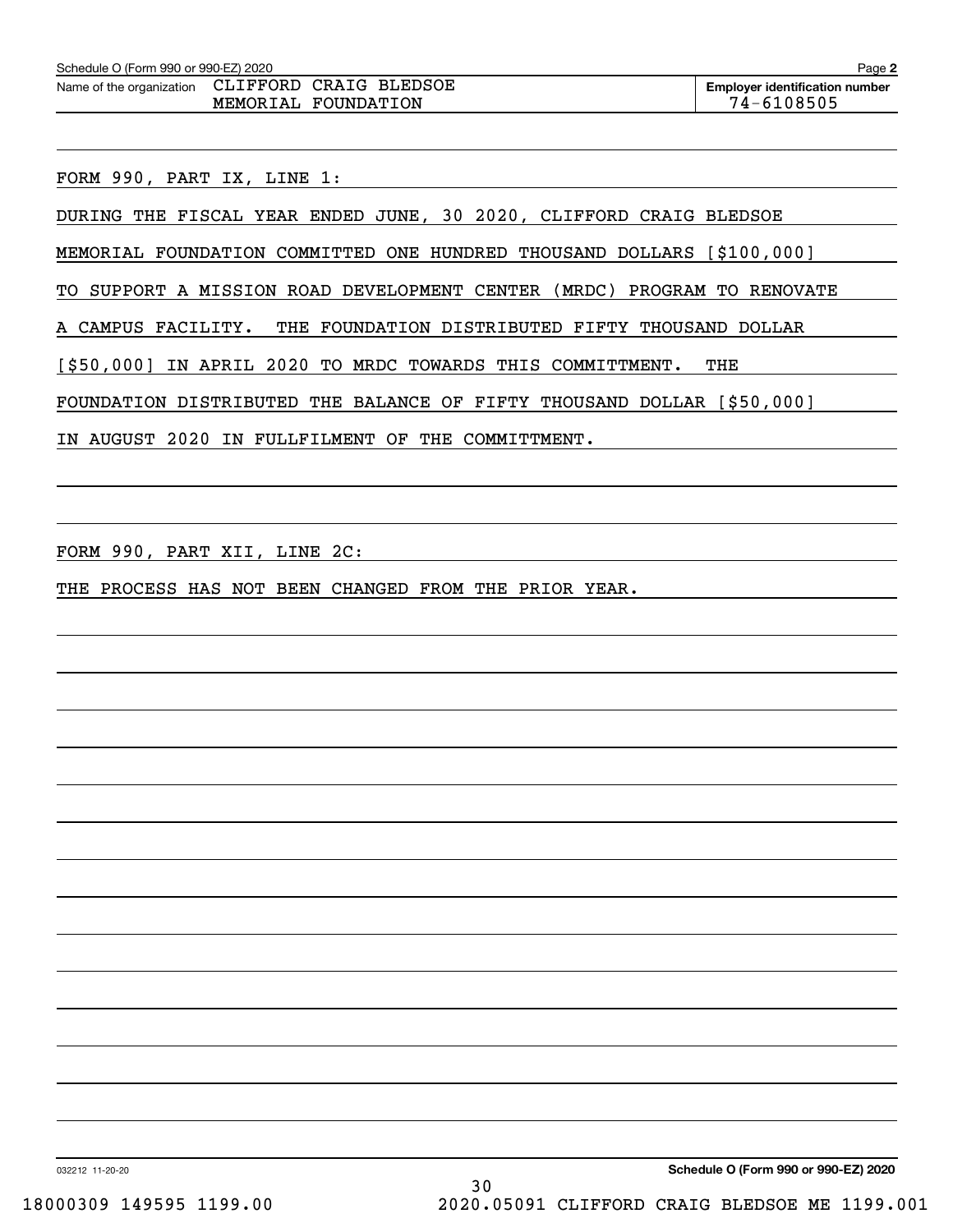Schedule O (Form 990 or 990-EZ) 2020

Name of the organization: CLIFFORD CRAIG BLEDSOE MEMORIAL FOUNDATION

Employer identification number: 74-6108505

FORM 990, PART IX, LINE 1:

DURING THE FISCAL YEAR ENDED JUNE, 30 2020, CLIFFORD CRAIG BLEDSOE MEMORIAL FOUNDATION COMMITTED ONE HUNDRED THOUSAND DOLLARS [$100,000] TO SUPPORT A MISSION ROAD DEVELOPMENT CENTER (MRDC) PROGRAM TO RENOVATE A CAMPUS FACILITY. THE FOUNDATION DISTRIBUTED FIFTY THOUSAND DOLLAR [$50,000] IN APRIL 2020 TO MRDC TOWARDS THIS COMMITTMENT. THE FOUNDATION DISTRIBUTED THE BALANCE OF FIFTY THOUSAND DOLLAR [$50,000] IN AUGUST 2020 IN FULLFILMENT OF THE COMMITTMENT.

FORM 990, PART XII, LINE 2C:

THE PROCESS HAS NOT BEEN CHANGED FROM THE PRIOR YEAR.

032212 11-20-20

Schedule O (Form 990 or 990-EZ) 2020

18000309 149595 1199.00 2020.05091 CLIFFORD CRAIG BLEDSOE ME 1199.001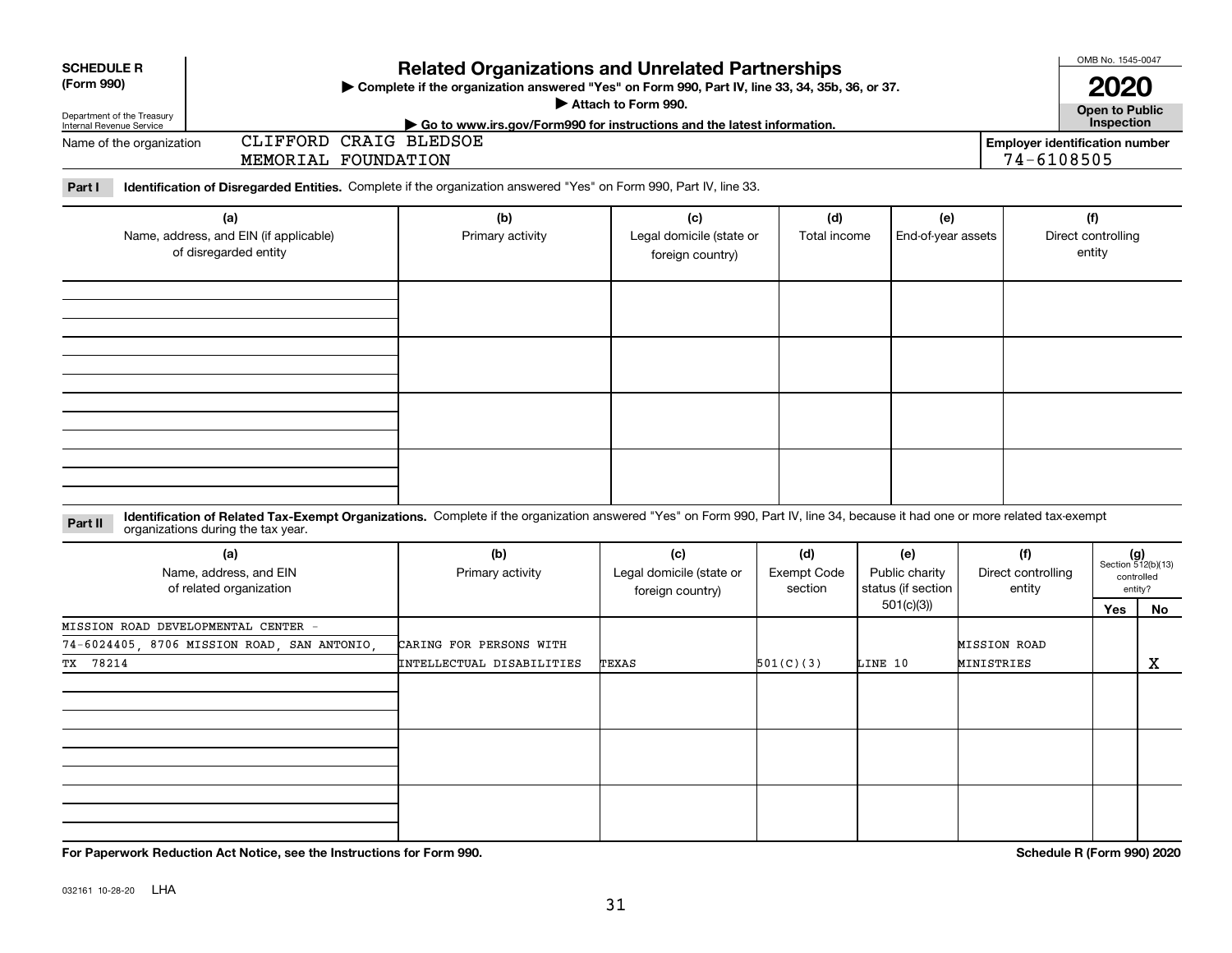**SCHEDULE R (Form 990)**

Department of the Treasury Internal Revenue Service

# Related Organizations and Unrelated Partnerships

▶ Complete if the organization answered "Yes" on Form 990, Part IV, line 33, 34, 35b, 36, or 37.
▶ Attach to Form 990.
▶ Go to www.irs.gov/Form990 for instructions and the latest information.

OMB No. 1545-0047

**2020**

**Open to Public Inspection**

Name of the organization: CLIFFORD CRAIG BLEDSOE MEMORIAL FOUNDATION

Employer identification number: 74-6108505

**Part I** **Identification of Disregarded Entities.** Complete if the organization answered "Yes" on Form 990, Part IV, line 33.

| (a) Name, address, and EIN (if applicable) of disregarded entity | (b) Primary activity | (c) Legal domicile (state or foreign country) | (d) Total income | (e) End-of-year assets | (f) Direct controlling entity |
|---|---|---|---|---|---|
| | | | | | |
| | | | | | |
| | | | | | |
| | | | | | |

**Part II** **Identification of Related Tax-Exempt Organizations.** Complete if the organization answered "Yes" on Form 990, Part IV, line 34, because it had one or more related tax-exempt organizations during the tax year.

| (a) Name, address, and EIN of related organization | (b) Primary activity | (c) Legal domicile (state or foreign country) | (d) Exempt Code section | (e) Public charity status (if section 501(c)(3)) | (f) Direct controlling entity | (g) Section 512(b)(13) controlled entity? Yes | No |
|---|---|---|---|---|---|---|---|
| MISSION ROAD DEVELOPMENTAL CENTER - 74-6024405, 8706 MISSION ROAD, SAN ANTONIO, TX 78214 | CARING FOR PERSONS WITH INTELLECTUAL DISABILITIES | TEXAS | 501(C)(3) | LINE 10 | MISSION ROAD MINISTRIES | | X |
| | | | | | | | |
| | | | | | | | |
| | | | | | | | |

**For Paperwork Reduction Act Notice, see the Instructions for Form 990.**

**Schedule R (Form 990) 2020**

032161 10-28-20 LHA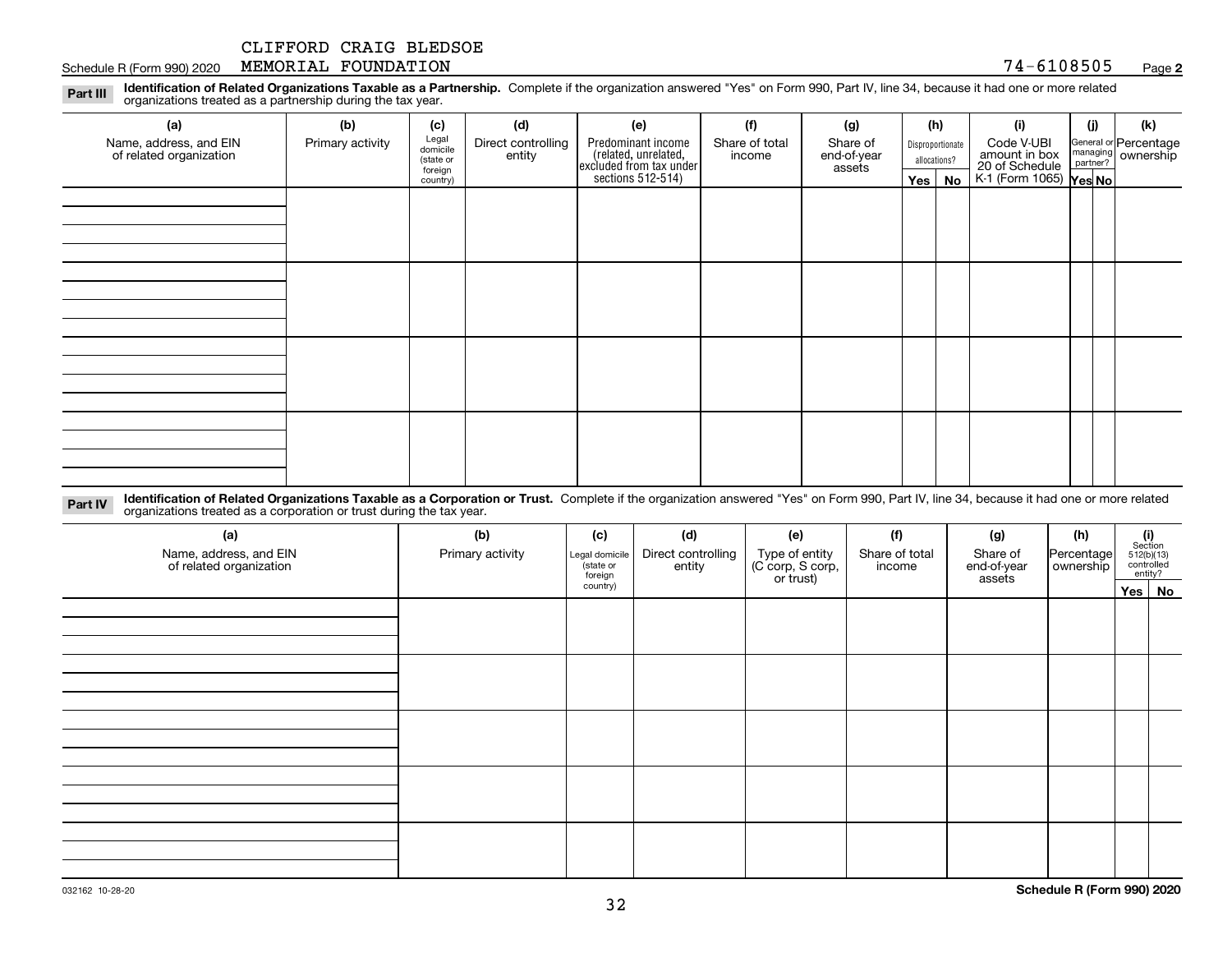CLIFFORD CRAIG BLEDSOE
Schedule R (Form 990) 2020 MEMORIAL FOUNDATION 74-6108505 Page **2**

**Part III** **Identification of Related Organizations Taxable as a Partnership.** Complete if the organization answered "Yes" on Form 990, Part IV, line 34, because it had one or more related organizations treated as a partnership during the tax year.

| (a) Name, address, and EIN of related organization | (b) Primary activity | (c) Legal domicile (state or foreign country) | (d) Direct controlling entity | (e) Predominant income (related, unrelated, excluded from tax under sections 512-514) | (f) Share of total income | (g) Share of end-of-year assets | (h) Disproportionate allocations? Yes | No | (i) Code V-UBI amount in box 20 of Schedule K-1 (Form 1065) | (j) General or managing partner? Yes | No | (k) Percentage ownership |
|---|---|---|---|---|---|---|---|---|---|---|---|---|
| | | | | | | | | | | | | |
| | | | | | | | | | | | | |
| | | | | | | | | | | | | |
| | | | | | | | | | | | | |

**Part IV** **Identification of Related Organizations Taxable as a Corporation or Trust.** Complete if the organization answered "Yes" on Form 990, Part IV, line 34, because it had one or more related organizations treated as a corporation or trust during the tax year.

| (a) Name, address, and EIN of related organization | (b) Primary activity | (c) Legal domicile (state or foreign country) | (d) Direct controlling entity | (e) Type of entity (C corp, S corp, or trust) | (f) Share of total income | (g) Share of end-of-year assets | (h) Percentage ownership | (i) Section 512(b)(13) controlled entity? Yes | No |
|---|---|---|---|---|---|---|---|---|---|
| | | | | | | | | | |
| | | | | | | | | | |
| | | | | | | | | | |
| | | | | | | | | | |
| | | | | | | | | | |

032162 10-28-20 **Schedule R (Form 990) 2020**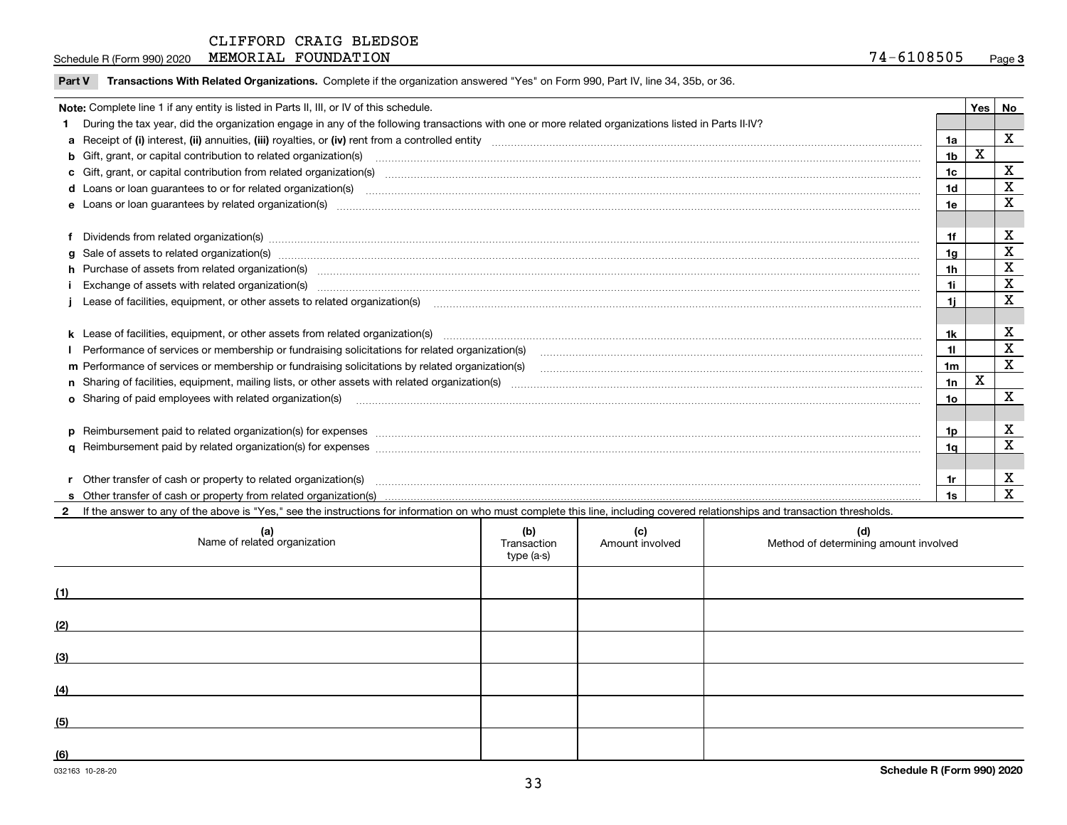CLIFFORD CRAIG BLEDSOE

Schedule R (Form 990) 2020 MEMORIAL FOUNDATION 74-6108505 Page 3

**Part V Transactions With Related Organizations.** Complete if the organization answered "Yes" on Form 990, Part IV, line 34, 35b, or 36.

| Note: Complete line 1 if any entity is listed in Parts II, III, or IV of this schedule. | | Yes | No |
|---|---|---|---|
| **1** During the tax year, did the organization engage in any of the following transactions with one or more related organizations listed in Parts II-IV? | | | |
| **a** Receipt of **(i)** interest, **(ii)** annuities, **(iii)** royalties, or **(iv)** rent from a controlled entity | 1a | | X |
| **b** Gift, grant, or capital contribution to related organization(s) | 1b | X | |
| **c** Gift, grant, or capital contribution from related organization(s) | 1c | | X |
| **d** Loans or loan guarantees to or for related organization(s) | 1d | | X |
| **e** Loans or loan guarantees by related organization(s) | 1e | | X |
| **f** Dividends from related organization(s) | 1f | | X |
| **g** Sale of assets to related organization(s) | 1g | | X |
| **h** Purchase of assets from related organization(s) | 1h | | X |
| **i** Exchange of assets with related organization(s) | 1i | | X |
| **j** Lease of facilities, equipment, or other assets to related organization(s) | 1j | | X |
| **k** Lease of facilities, equipment, or other assets from related organization(s) | 1k | | X |
| **l** Performance of services or membership or fundraising solicitations for related organization(s) | 1l | | X |
| **m** Performance of services or membership or fundraising solicitations by related organization(s) | 1m | | X |
| **n** Sharing of facilities, equipment, mailing lists, or other assets with related organization(s) | 1n | X | |
| **o** Sharing of paid employees with related organization(s) | 1o | | X |
| **p** Reimbursement paid to related organization(s) for expenses | 1p | | X |
| **q** Reimbursement paid by related organization(s) for expenses | 1q | | X |
| **r** Other transfer of cash or property to related organization(s) | 1r | | X |
| **s** Other transfer of cash or property from related organization(s) | 1s | | X |

**2** If the answer to any of the above is "Yes," see the instructions for information on who must complete this line, including covered relationships and transaction thresholds.

| | (a) Name of related organization | (b) Transaction type (a-s) | (c) Amount involved | (d) Method of determining amount involved |
|---|---|---|---|---|
| (1) | | | | |
| (2) | | | | |
| (3) | | | | |
| (4) | | | | |
| (5) | | | | |
| (6) | | | | |

032163 10-28-20 **Schedule R (Form 990) 2020**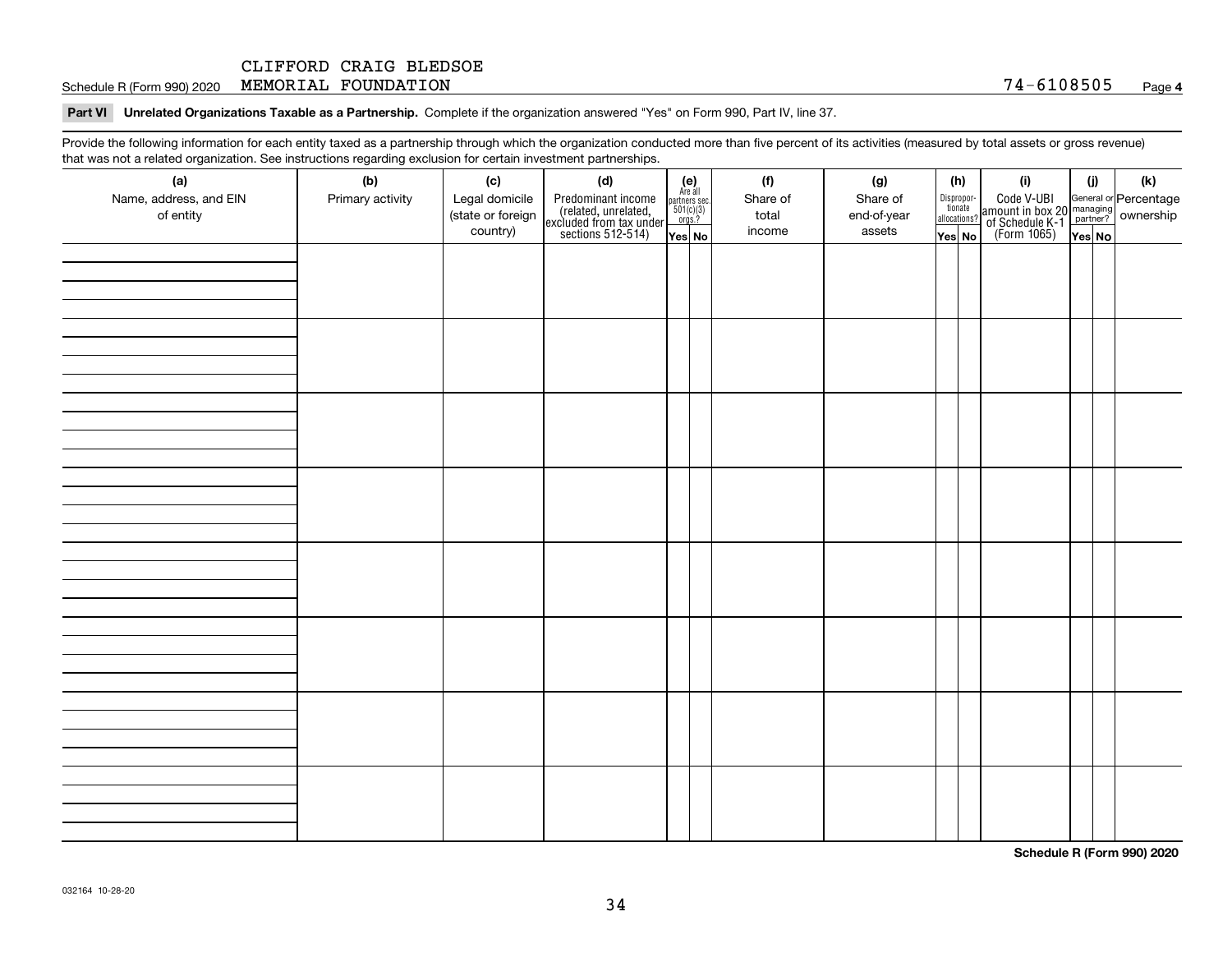CLIFFORD CRAIG BLEDSOE
Schedule R (Form 990) 2020 MEMORIAL FOUNDATION 74-6108505 Page **4**

**Part VI Unrelated Organizations Taxable as a Partnership.** Complete if the organization answered "Yes" on Form 990, Part IV, line 37.

Provide the following information for each entity taxed as a partnership through which the organization conducted more than five percent of its activities (measured by total assets or gross revenue) that was not a related organization. See instructions regarding exclusion for certain investment partnerships.

| (a) Name, address, and EIN of entity | (b) Primary activity | (c) Legal domicile (state or foreign country) | (d) Predominant income (related, unrelated, excluded from tax under sections 512-514) | (e) Are all partners sec. 501(c)(3) orgs.? | | (f) Share of total income | (g) Share of end-of-year assets | (h) Disproportionate allocations? | | (i) Code V-UBI amount in box 20 of Schedule K-1 (Form 1065) | (j) General or managing partner? | | (k) Percentage ownership |
|---|---|---|---|---|---|---|---|---|---|---|---|---|---|
| | | | | Yes | No | | | Yes | No | | Yes | No | |
| | | | | | | | | | | | | | |
| | | | | | | | | | | | | | |
| | | | | | | | | | | | | | |
| | | | | | | | | | | | | | |
| | | | | | | | | | | | | | |
| | | | | | | | | | | | | | |
| | | | | | | | | | | | | | |
| | | | | | | | | | | | | | |

**Schedule R (Form 990) 2020**

032164 10-28-20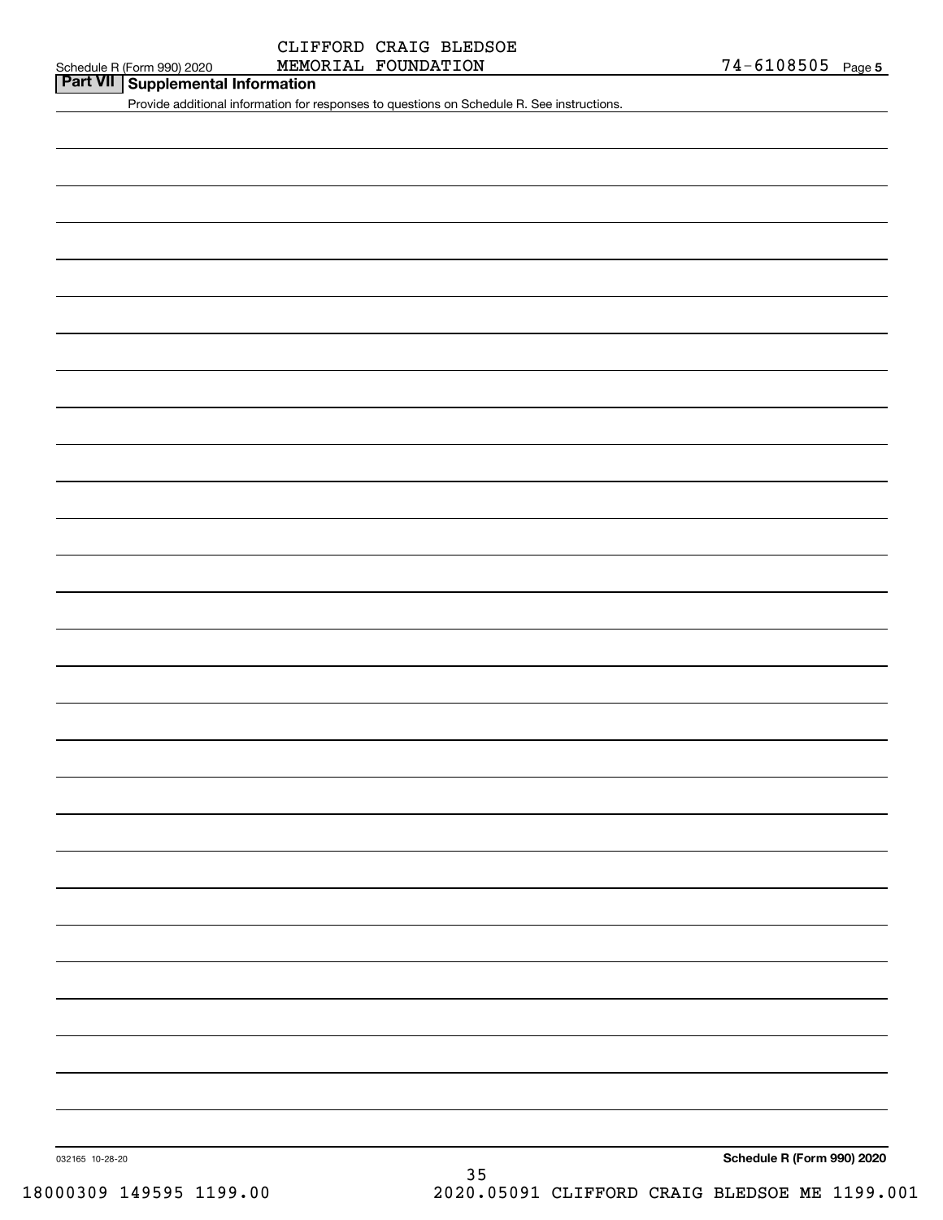CLIFFORD CRAIG BLEDSOE

Schedule R (Form 990) 2020 MEMORIAL FOUNDATION 74-6108505 Page 5

## Part VII Supplemental Information

Provide additional information for responses to questions on Schedule R. See instructions.

032165 10-28-20

**Schedule R (Form 990) 2020**

18000309 149595 1199.00 2020.05091 CLIFFORD CRAIG BLEDSOE ME 1199.001